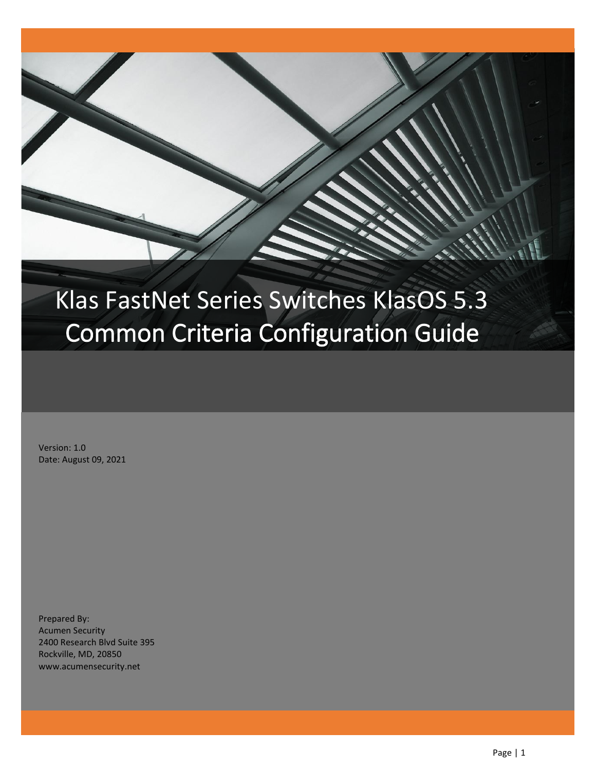# Klas FastNet Series Switches KlasOS 5.3 Common Criteria Configuration Guide

Version: 1.0
Date: August 09, 2021

Prepared By:
Acumen Security
2400 Research Blvd Suite 395
Rockville, MD, 20850
www.acumensecurity.net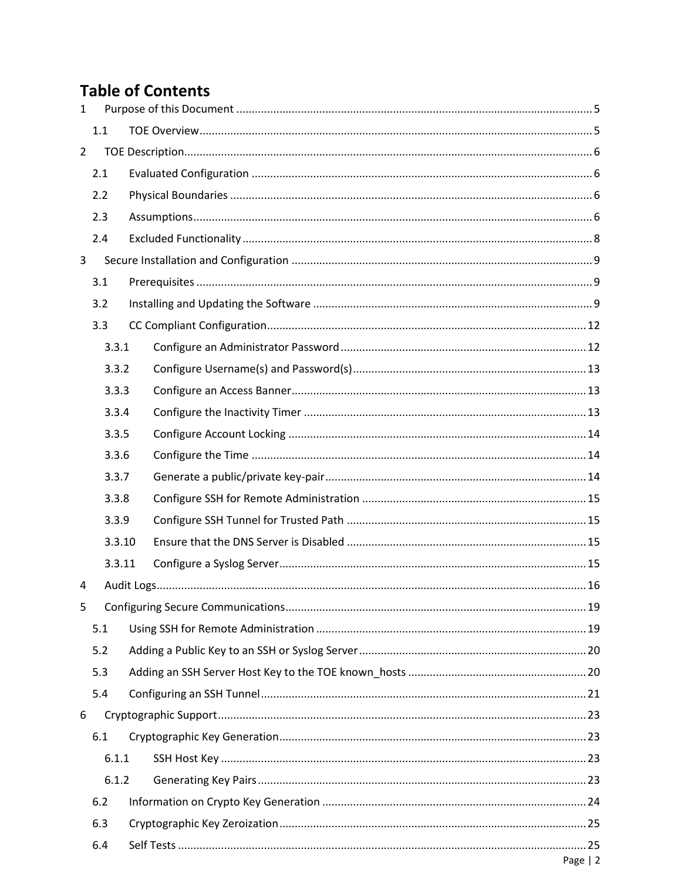# Table of Contents

1 Purpose of this Document ..... 5
  1.1 TOE Overview ..... 5
2 TOE Description ..... 6
  2.1 Evaluated Configuration ..... 6
  2.2 Physical Boundaries ..... 6
  2.3 Assumptions ..... 6
  2.4 Excluded Functionality ..... 8
3 Secure Installation and Configuration ..... 9
  3.1 Prerequisites ..... 9
  3.2 Installing and Updating the Software ..... 9
  3.3 CC Compliant Configuration ..... 12
    3.3.1 Configure an Administrator Password ..... 12
    3.3.2 Configure Username(s) and Password(s) ..... 13
    3.3.3 Configure an Access Banner ..... 13
    3.3.4 Configure the Inactivity Timer ..... 13
    3.3.5 Configure Account Locking ..... 14
    3.3.6 Configure the Time ..... 14
    3.3.7 Generate a public/private key-pair ..... 14
    3.3.8 Configure SSH for Remote Administration ..... 15
    3.3.9 Configure SSH Tunnel for Trusted Path ..... 15
    3.3.10 Ensure that the DNS Server is Disabled ..... 15
    3.3.11 Configure a Syslog Server ..... 15
4 Audit Logs ..... 16
5 Configuring Secure Communications ..... 19
  5.1 Using SSH for Remote Administration ..... 19
  5.2 Adding a Public Key to an SSH or Syslog Server ..... 20
  5.3 Adding an SSH Server Host Key to the TOE known_hosts ..... 20
  5.4 Configuring an SSH Tunnel ..... 21
6 Cryptographic Support ..... 23
  6.1 Cryptographic Key Generation ..... 23
    6.1.1 SSH Host Key ..... 23
    6.1.2 Generating Key Pairs ..... 23
  6.2 Information on Crypto Key Generation ..... 24
  6.3 Cryptographic Key Zeroization ..... 25
  6.4 Self Tests ..... 25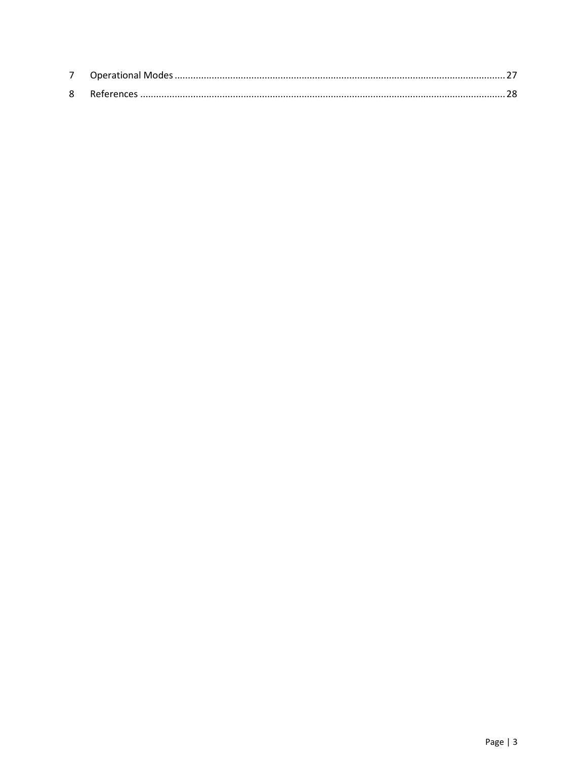7 Operational Modes ........................................................................................................................... 27

8 References ........................................................................................................................................ 28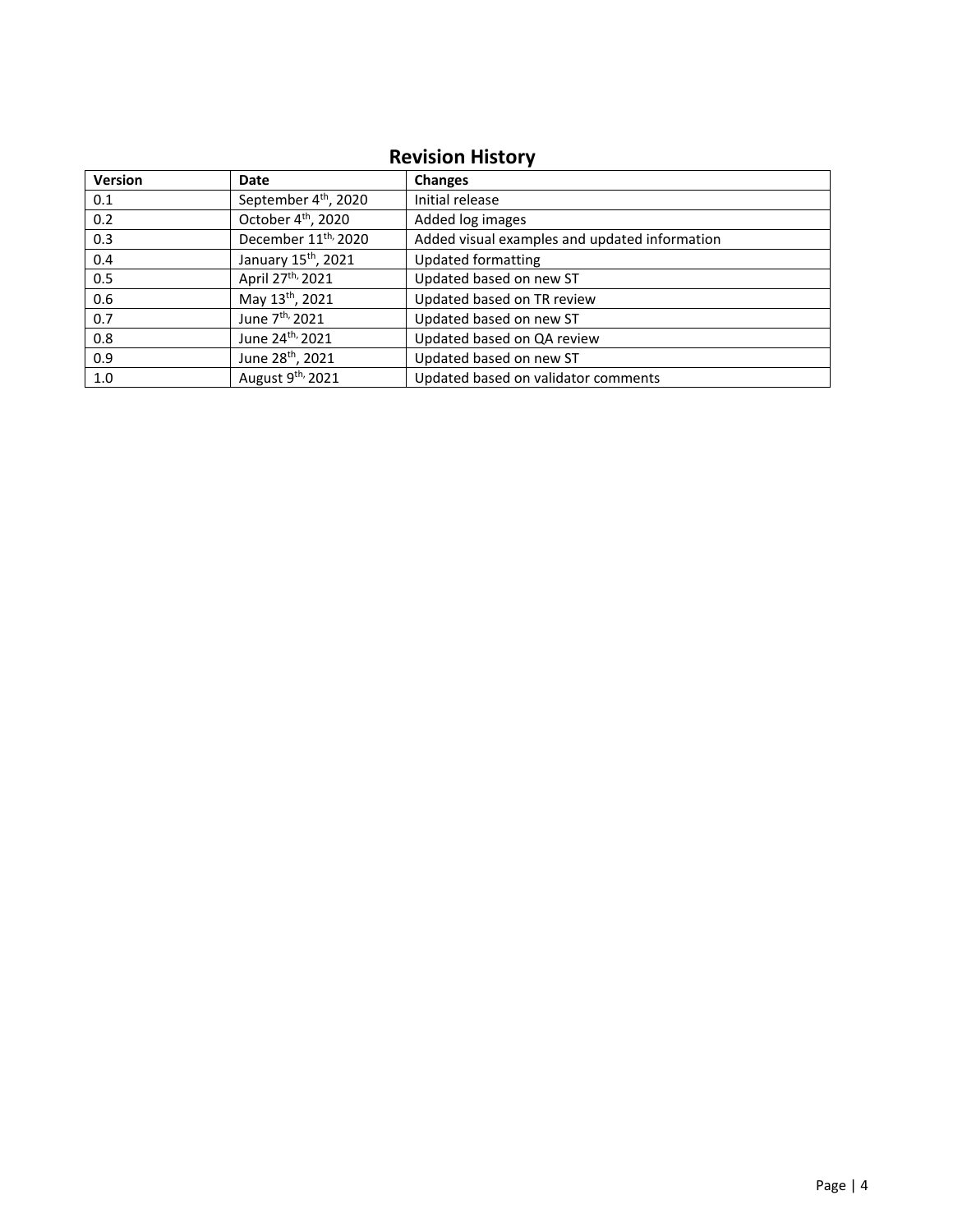## Revision History

| Version | Date | Changes |
|---|---|---|
| 0.1 | September 4th, 2020 | Initial release |
| 0.2 | October 4th, 2020 | Added log images |
| 0.3 | December 11th, 2020 | Added visual examples and updated information |
| 0.4 | January 15th, 2021 | Updated formatting |
| 0.5 | April 27th, 2021 | Updated based on new ST |
| 0.6 | May 13th, 2021 | Updated based on TR review |
| 0.7 | June 7th, 2021 | Updated based on new ST |
| 0.8 | June 24th, 2021 | Updated based on QA review |
| 0.9 | June 28th, 2021 | Updated based on new ST |
| 1.0 | August 9th, 2021 | Updated based on validator comments |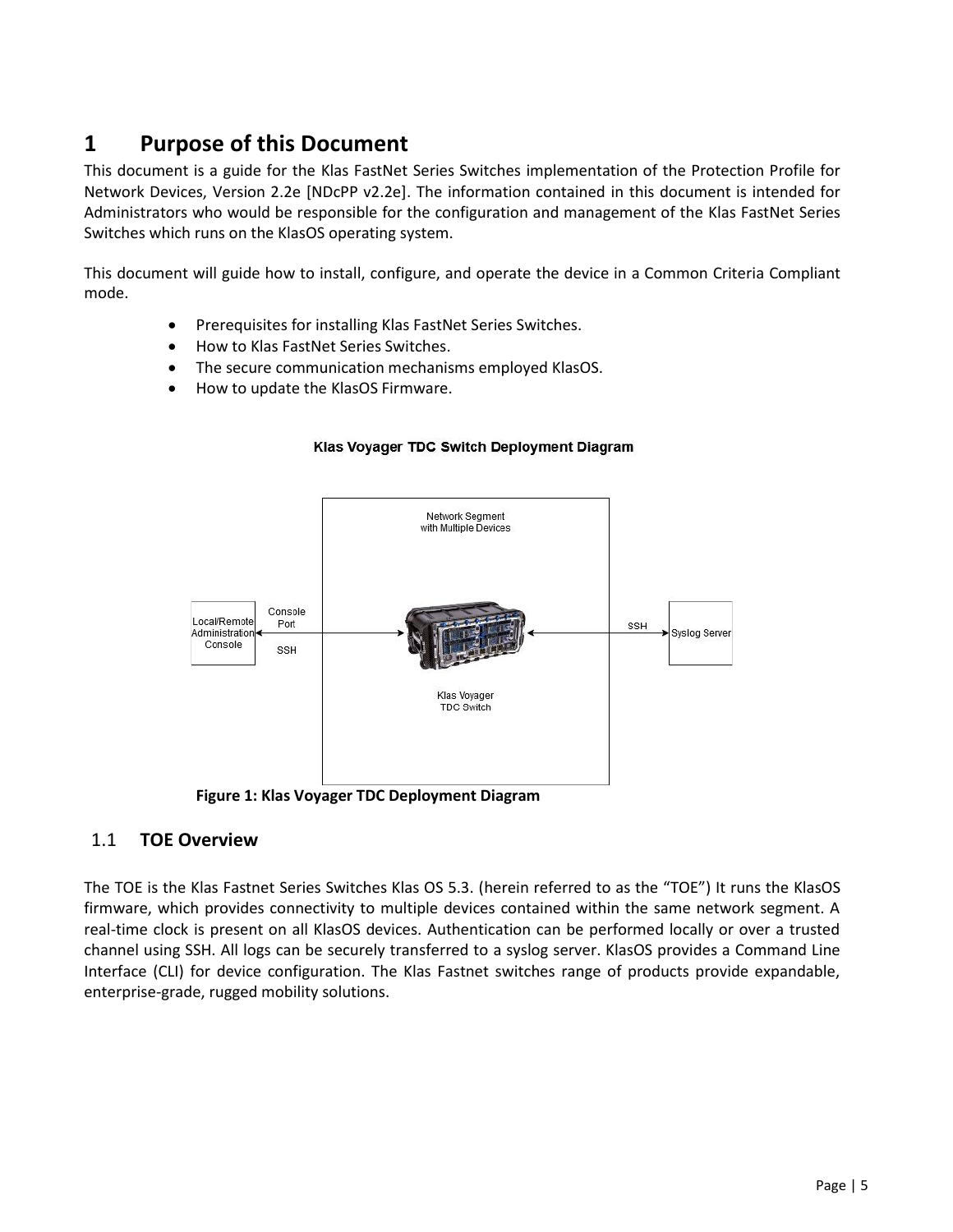# 1 Purpose of this Document

This document is a guide for the Klas FastNet Series Switches implementation of the Protection Profile for Network Devices, Version 2.2e [NDcPP v2.2e]. The information contained in this document is intended for Administrators who would be responsible for the configuration and management of the Klas FastNet Series Switches which runs on the KlasOS operating system.

This document will guide how to install, configure, and operate the device in a Common Criteria Compliant mode.

- Prerequisites for installing Klas FastNet Series Switches.
- How to Klas FastNet Series Switches.
- The secure communication mechanisms employed KlasOS.
- How to update the KlasOS Firmware.

Klas Voyager TDC Switch Deployment Diagram

Network Segment with Multiple Devices

Local/Remote Administration Console — Console Port / SSH — Klas Voyager TDC Switch — SSH — Syslog Server

**Figure 1: Klas Voyager TDC Deployment Diagram**

## 1.1 TOE Overview

The TOE is the Klas Fastnet Series Switches Klas OS 5.3. (herein referred to as the "TOE") It runs the KlasOS firmware, which provides connectivity to multiple devices contained within the same network segment. A real-time clock is present on all KlasOS devices. Authentication can be performed locally or over a trusted channel using SSH. All logs can be securely transferred to a syslog server. KlasOS provides a Command Line Interface (CLI) for device configuration. The Klas Fastnet switches range of products provide expandable, enterprise-grade, rugged mobility solutions.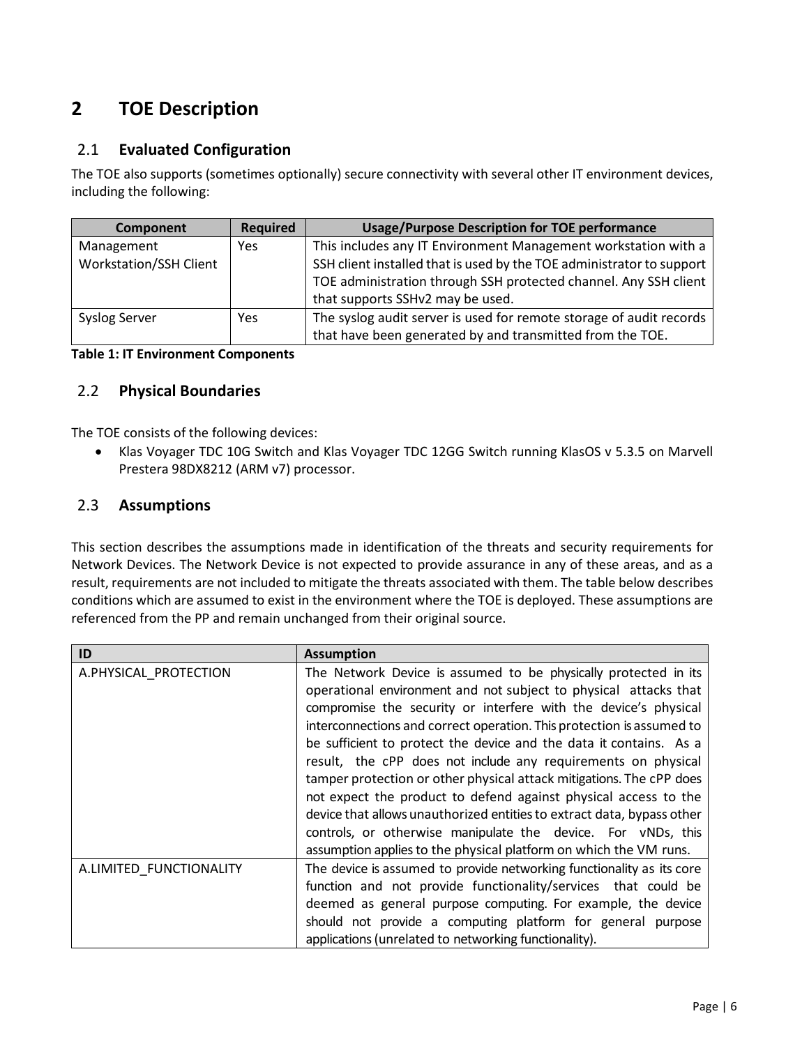# 2 TOE Description

## 2.1 Evaluated Configuration

The TOE also supports (sometimes optionally) secure connectivity with several other IT environment devices, including the following:

| Component | Required | Usage/Purpose Description for TOE performance |
|---|---|---|
| Management Workstation/SSH Client | Yes | This includes any IT Environment Management workstation with a SSH client installed that is used by the TOE administrator to support TOE administration through SSH protected channel. Any SSH client that supports SSHv2 may be used. |
| Syslog Server | Yes | The syslog audit server is used for remote storage of audit records that have been generated by and transmitted from the TOE. |

**Table 1: IT Environment Components**

## 2.2 Physical Boundaries

The TOE consists of the following devices:

- Klas Voyager TDC 10G Switch and Klas Voyager TDC 12GG Switch running KlasOS v 5.3.5 on Marvell Prestera 98DX8212 (ARM v7) processor.

## 2.3 Assumptions

This section describes the assumptions made in identification of the threats and security requirements for Network Devices. The Network Device is not expected to provide assurance in any of these areas, and as a result, requirements are not included to mitigate the threats associated with them. The table below describes conditions which are assumed to exist in the environment where the TOE is deployed. These assumptions are referenced from the PP and remain unchanged from their original source.

| ID | Assumption |
|---|---|
| A.PHYSICAL_PROTECTION | The Network Device is assumed to be physically protected in its operational environment and not subject to physical attacks that compromise the security or interfere with the device's physical interconnections and correct operation. This protection is assumed to be sufficient to protect the device and the data it contains. As a result, the cPP does not include any requirements on physical tamper protection or other physical attack mitigations. The cPP does not expect the product to defend against physical access to the device that allows unauthorized entities to extract data, bypass other controls, or otherwise manipulate the device. For vNDs, this assumption applies to the physical platform on which the VM runs. |
| A.LIMITED_FUNCTIONALITY | The device is assumed to provide networking functionality as its core function and not provide functionality/services that could be deemed as general purpose computing. For example, the device should not provide a computing platform for general purpose applications (unrelated to networking functionality). |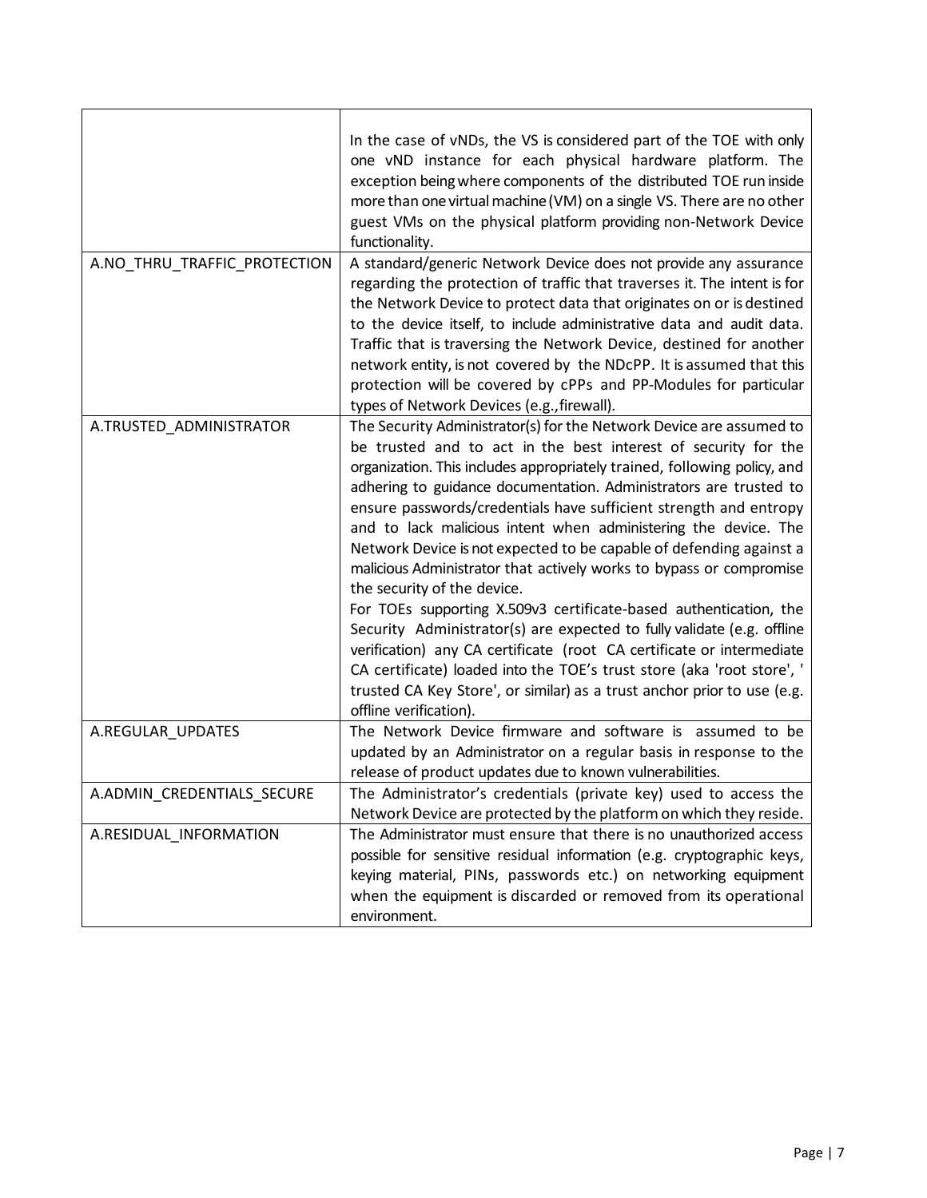| | |
|---|---|
| | In the case of vNDs, the VS is considered part of the TOE with only one vND instance for each physical hardware platform. The exception being where components of the distributed TOE run inside more than one virtual machine (VM) on a single VS. There are no other guest VMs on the physical platform providing non-Network Device functionality. |
| A.NO_THRU_TRAFFIC_PROTECTION | A standard/generic Network Device does not provide any assurance regarding the protection of traffic that traverses it. The intent is for the Network Device to protect data that originates on or is destined to the device itself, to include administrative data and audit data. Traffic that is traversing the Network Device, destined for another network entity, is not covered by the NDcPP. It is assumed that this protection will be covered by cPPs and PP-Modules for particular types of Network Devices (e.g., firewall). |
| A.TRUSTED_ADMINISTRATOR | The Security Administrator(s) for the Network Device are assumed to be trusted and to act in the best interest of security for the organization. This includes appropriately trained, following policy, and adhering to guidance documentation. Administrators are trusted to ensure passwords/credentials have sufficient strength and entropy and to lack malicious intent when administering the device. The Network Device is not expected to be capable of defending against a malicious Administrator that actively works to bypass or compromise the security of the device.<br>For TOEs supporting X.509v3 certificate-based authentication, the Security Administrator(s) are expected to fully validate (e.g. offline verification) any CA certificate (root CA certificate or intermediate CA certificate) loaded into the TOE's trust store (aka 'root store', ' trusted CA Key Store', or similar) as a trust anchor prior to use (e.g. offline verification). |
| A.REGULAR_UPDATES | The Network Device firmware and software is assumed to be updated by an Administrator on a regular basis in response to the release of product updates due to known vulnerabilities. |
| A.ADMIN_CREDENTIALS_SECURE | The Administrator's credentials (private key) used to access the Network Device are protected by the platform on which they reside. |
| A.RESIDUAL_INFORMATION | The Administrator must ensure that there is no unauthorized access possible for sensitive residual information (e.g. cryptographic keys, keying material, PINs, passwords etc.) on networking equipment when the equipment is discarded or removed from its operational environment. |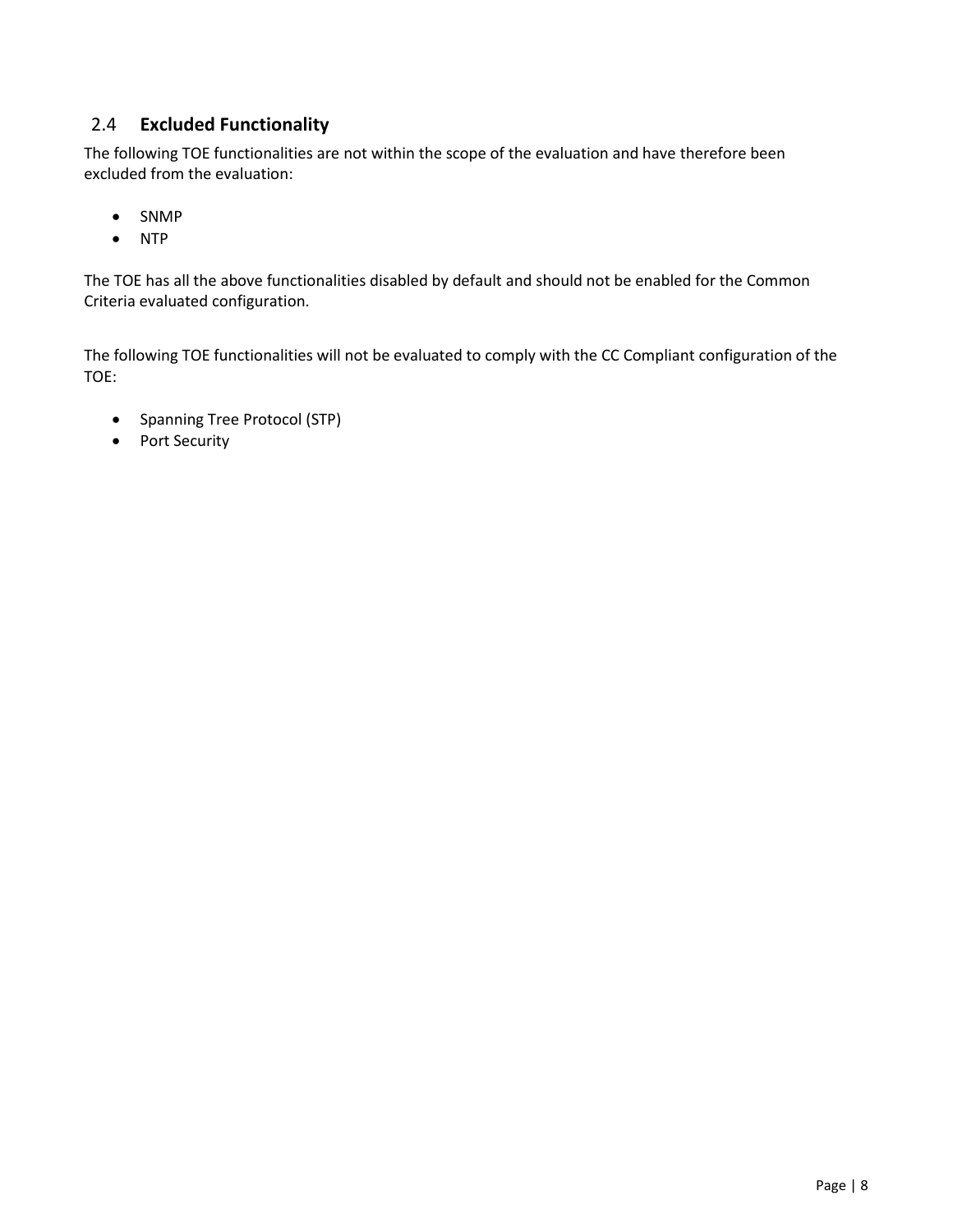## 2.4 Excluded Functionality

The following TOE functionalities are not within the scope of the evaluation and have therefore been excluded from the evaluation:

- SNMP
- NTP

The TOE has all the above functionalities disabled by default and should not be enabled for the Common Criteria evaluated configuration.

The following TOE functionalities will not be evaluated to comply with the CC Compliant configuration of the TOE:

- Spanning Tree Protocol (STP)
- Port Security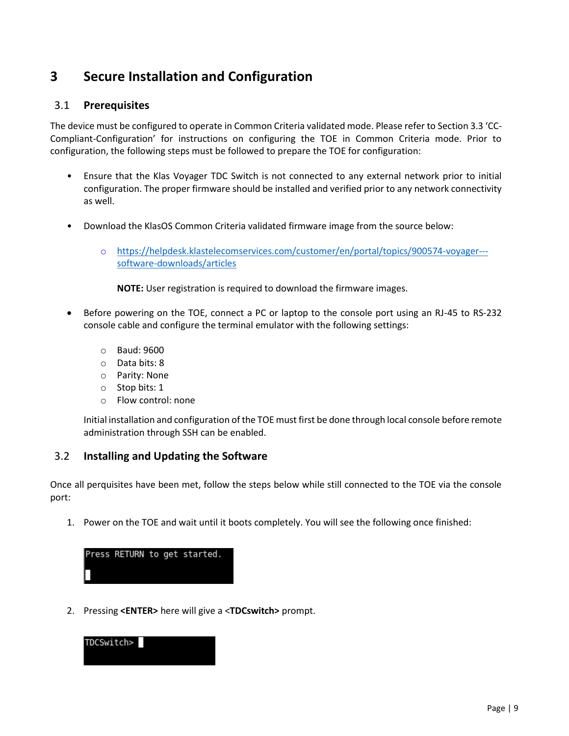# 3 Secure Installation and Configuration

## 3.1 Prerequisites

The device must be configured to operate in Common Criteria validated mode. Please refer to Section 3.3 'CC-Compliant-Configuration' for instructions on configuring the TOE in Common Criteria mode. Prior to configuration, the following steps must be followed to prepare the TOE for configuration:

- Ensure that the Klas Voyager TDC Switch is not connected to any external network prior to initial configuration. The proper firmware should be installed and verified prior to any network connectivity as well.

- Download the KlasOS Common Criteria validated firmware image from the source below:

  - https://helpdesk.klastelecomservices.com/customer/en/portal/topics/900574-voyager---software-downloads/articles

    **NOTE:** User registration is required to download the firmware images.

- Before powering on the TOE, connect a PC or laptop to the console port using an RJ-45 to RS-232 console cable and configure the terminal emulator with the following settings:

  - Baud: 9600
  - Data bits: 8
  - Parity: None
  - Stop bits: 1
  - Flow control: none

  Initial installation and configuration of the TOE must first be done through local console before remote administration through SSH can be enabled.

## 3.2 Installing and Updating the Software

Once all perquisites have been met, follow the steps below while still connected to the TOE via the console port:

1. Power on the TOE and wait until it boots completely. You will see the following once finished:

```
Press RETURN to get started.
```

2. Pressing **<ENTER>** here will give a <**TDCswitch>** prompt.

```
TDCSwitch>
```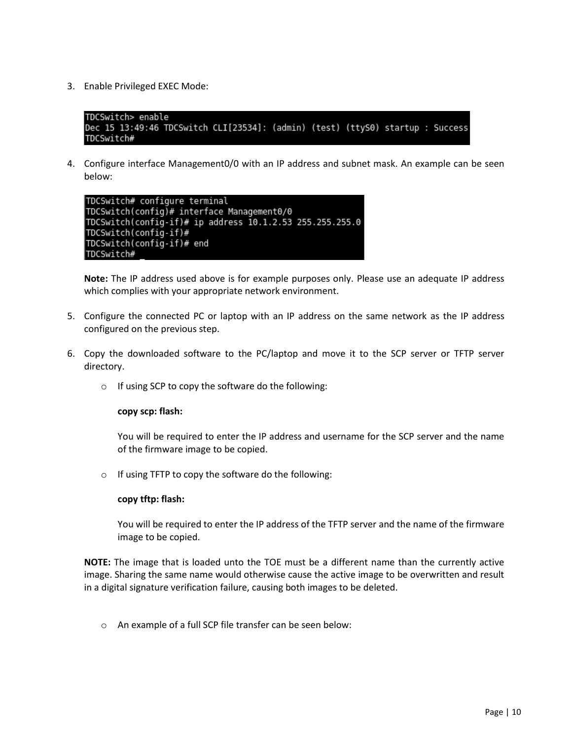3. Enable Privileged EXEC Mode:

```
TDCSwitch> enable
Dec 15 13:49:46 TDCSwitch CLI[23534]: (admin) (test) (ttyS0) startup : Success
TDCSwitch#
```

4. Configure interface Management0/0 with an IP address and subnet mask. An example can be seen below:

```
TDCSwitch# configure terminal
TDCSwitch(config)# interface Management0/0
TDCSwitch(config-if)# ip address 10.1.2.53 255.255.255.0
TDCSwitch(config-if)#
TDCSwitch(config-if)# end
TDCSwitch# _
```

   **Note:** The IP address used above is for example purposes only. Please use an adequate IP address which complies with your appropriate network environment.

5. Configure the connected PC or laptop with an IP address on the same network as the IP address configured on the previous step.

6. Copy the downloaded software to the PC/laptop and move it to the SCP server or TFTP server directory.

   - If using SCP to copy the software do the following:

     **copy scp: flash:**

     You will be required to enter the IP address and username for the SCP server and the name of the firmware image to be copied.

   - If using TFTP to copy the software do the following:

     **copy tftp: flash:**

     You will be required to enter the IP address of the TFTP server and the name of the firmware image to be copied.

   **NOTE:** The image that is loaded unto the TOE must be a different name than the currently active image. Sharing the same name would otherwise cause the active image to be overwritten and result in a digital signature verification failure, causing both images to be deleted.

   - An example of a full SCP file transfer can be seen below: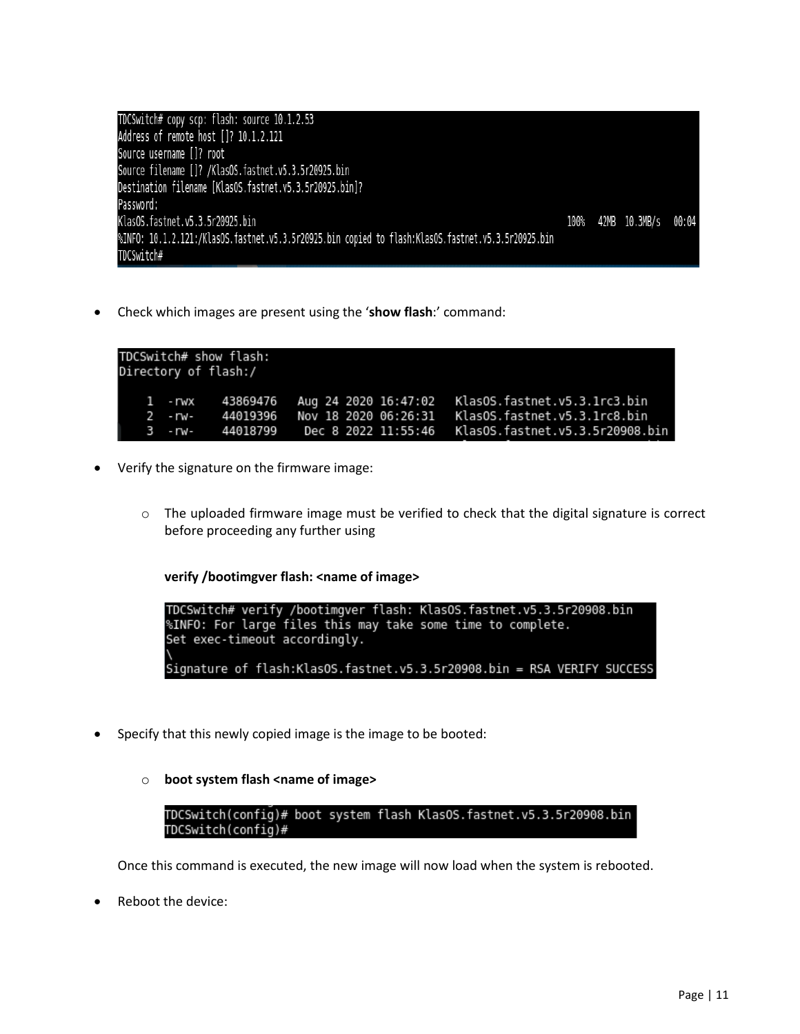```
TDCSwitch# copy scp: flash: source 10.1.2.53
Address of remote host []? 10.1.2.121
Source username []? root
Source filename []? /KlasOS.fastnet.v5.3.5r20925.bin
Destination filename [KlasOS.fastnet.v5.3.5r20925.bin]?
Password:
KlasOS.fastnet.v5.3.5r20925.bin                                    100%   42MB  10.3MB/s   00:04
%INFO: 10.1.2.121:/KlasOS.fastnet.v5.3.5r20925.bin copied to flash:KlasOS.fastnet.v5.3.5r20925.bin
TDCSwitch#
```

- Check which images are present using the '**show flash**:' command:

```
TDCSwitch# show flash:
Directory of flash:/

   1  -rwx    43869476   Aug 24 2020 16:47:02   KlasOS.fastnet.v5.3.1rc3.bin
   2  -rw-    44019396   Nov 18 2020 06:26:31   KlasOS.fastnet.v5.3.1rc8.bin
   3  -rw-    44018799    Dec 8 2022 11:55:46   KlasOS.fastnet.v5.3.5r20908.bin
```

- Verify the signature on the firmware image:
  - The uploaded firmware image must be verified to check that the digital signature is correct before proceeding any further using

    **verify /bootimgver flash: <name of image>**

```
TDCSwitch# verify /bootimgver flash: KlasOS.fastnet.v5.3.5r20908.bin
%INFO: For large files this may take some time to complete.
Set exec-timeout accordingly.
\
Signature of flash:KlasOS.fastnet.v5.3.5r20908.bin = RSA VERIFY SUCCESS
```

- Specify that this newly copied image is the image to be booted:
  - **boot system flash <name of image>**

```
TDCSwitch(config)# boot system flash KlasOS.fastnet.v5.3.5r20908.bin
TDCSwitch(config)#
```

Once this command is executed, the new image will now load when the system is rebooted.

- Reboot the device: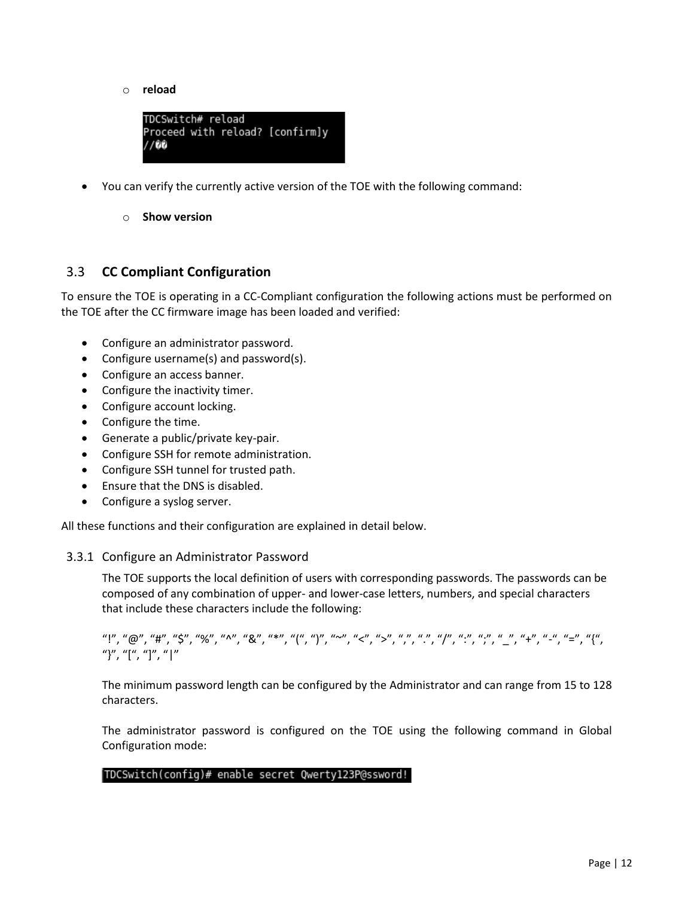- **reload**

```
TDCSwitch# reload
Proceed with reload? [confirm]y
//��
```

- You can verify the currently active version of the TOE with the following command:
  - **Show version**

## 3.3 CC Compliant Configuration

To ensure the TOE is operating in a CC-Compliant configuration the following actions must be performed on the TOE after the CC firmware image has been loaded and verified:

- Configure an administrator password.
- Configure username(s) and password(s).
- Configure an access banner.
- Configure the inactivity timer.
- Configure account locking.
- Configure the time.
- Generate a public/private key-pair.
- Configure SSH for remote administration.
- Configure SSH tunnel for trusted path.
- Ensure that the DNS is disabled.
- Configure a syslog server.

All these functions and their configuration are explained in detail below.

### 3.3.1 Configure an Administrator Password

The TOE supports the local definition of users with corresponding passwords. The passwords can be composed of any combination of upper- and lower-case letters, numbers, and special characters that include these characters include the following:

"!", "@", "#", "$", "%", "^", "&", "*", "(", ")", "~", "<", ">", ",", ".", "/", ":", ";", "_", "+", "-", "=", "{", "}", "[", "]", "|"

The minimum password length can be configured by the Administrator and can range from 15 to 128 characters.

The administrator password is configured on the TOE using the following command in Global Configuration mode:

```
TDCSwitch(config)# enable secret Qwerty123P@ssword!
```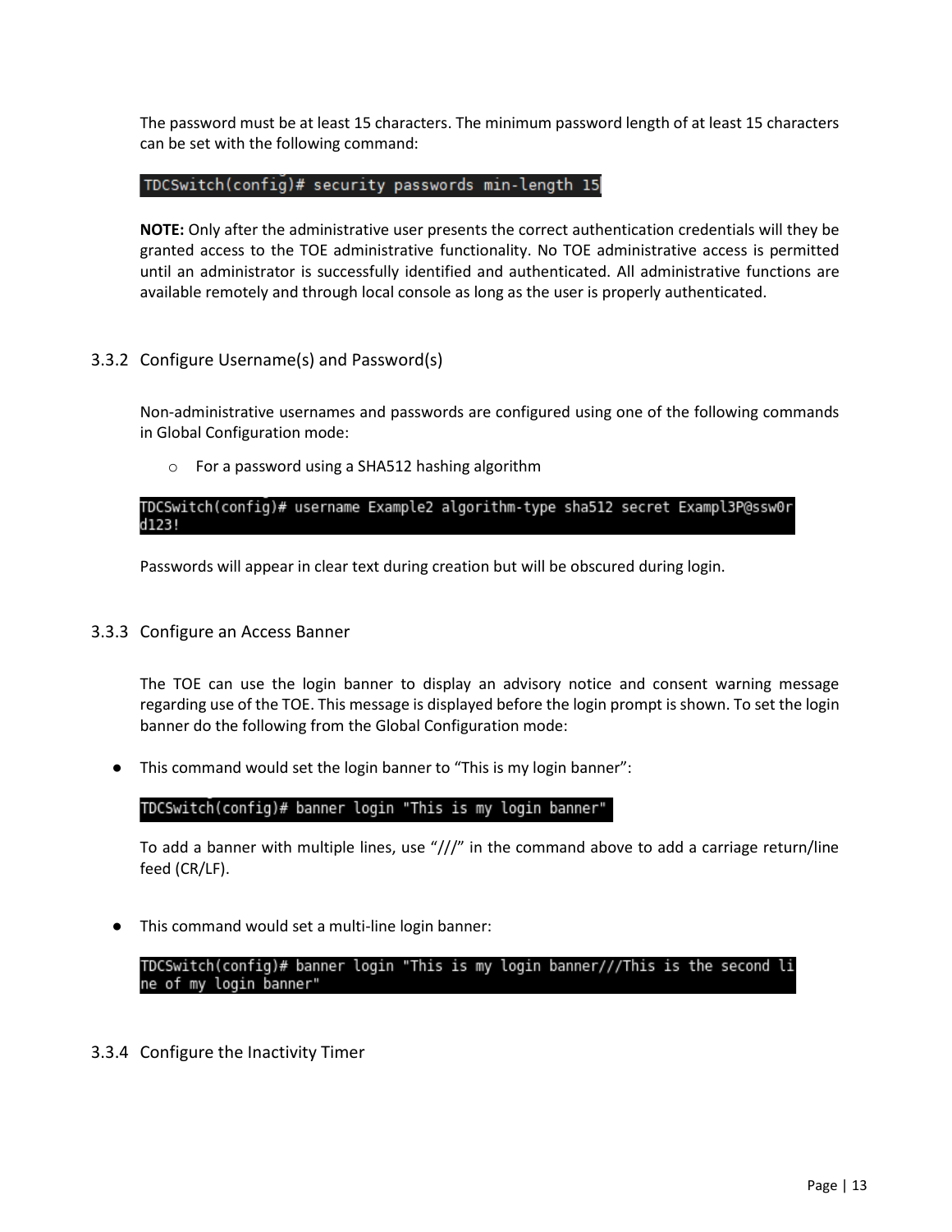The password must be at least 15 characters. The minimum password length of at least 15 characters can be set with the following command:

```
TDCSwitch(config)# security passwords min-length 15
```

**NOTE:** Only after the administrative user presents the correct authentication credentials will they be granted access to the TOE administrative functionality. No TOE administrative access is permitted until an administrator is successfully identified and authenticated. All administrative functions are available remotely and through local console as long as the user is properly authenticated.

### 3.3.2 Configure Username(s) and Password(s)

Non-administrative usernames and passwords are configured using one of the following commands in Global Configuration mode:

- For a password using a SHA512 hashing algorithm

```
TDCSwitch(config)# username Example2 algorithm-type sha512 secret Exampl3P@ssw0r
d123!
```

Passwords will appear in clear text during creation but will be obscured during login.

### 3.3.3 Configure an Access Banner

The TOE can use the login banner to display an advisory notice and consent warning message regarding use of the TOE. This message is displayed before the login prompt is shown. To set the login banner do the following from the Global Configuration mode:

- This command would set the login banner to "This is my login banner":

```
TDCSwitch(config)# banner login "This is my login banner"
```

To add a banner with multiple lines, use "///" in the command above to add a carriage return/line feed (CR/LF).

- This command would set a multi-line login banner:

```
TDCSwitch(config)# banner login "This is my login banner///This is the second li
ne of my login banner"
```

### 3.3.4 Configure the Inactivity Timer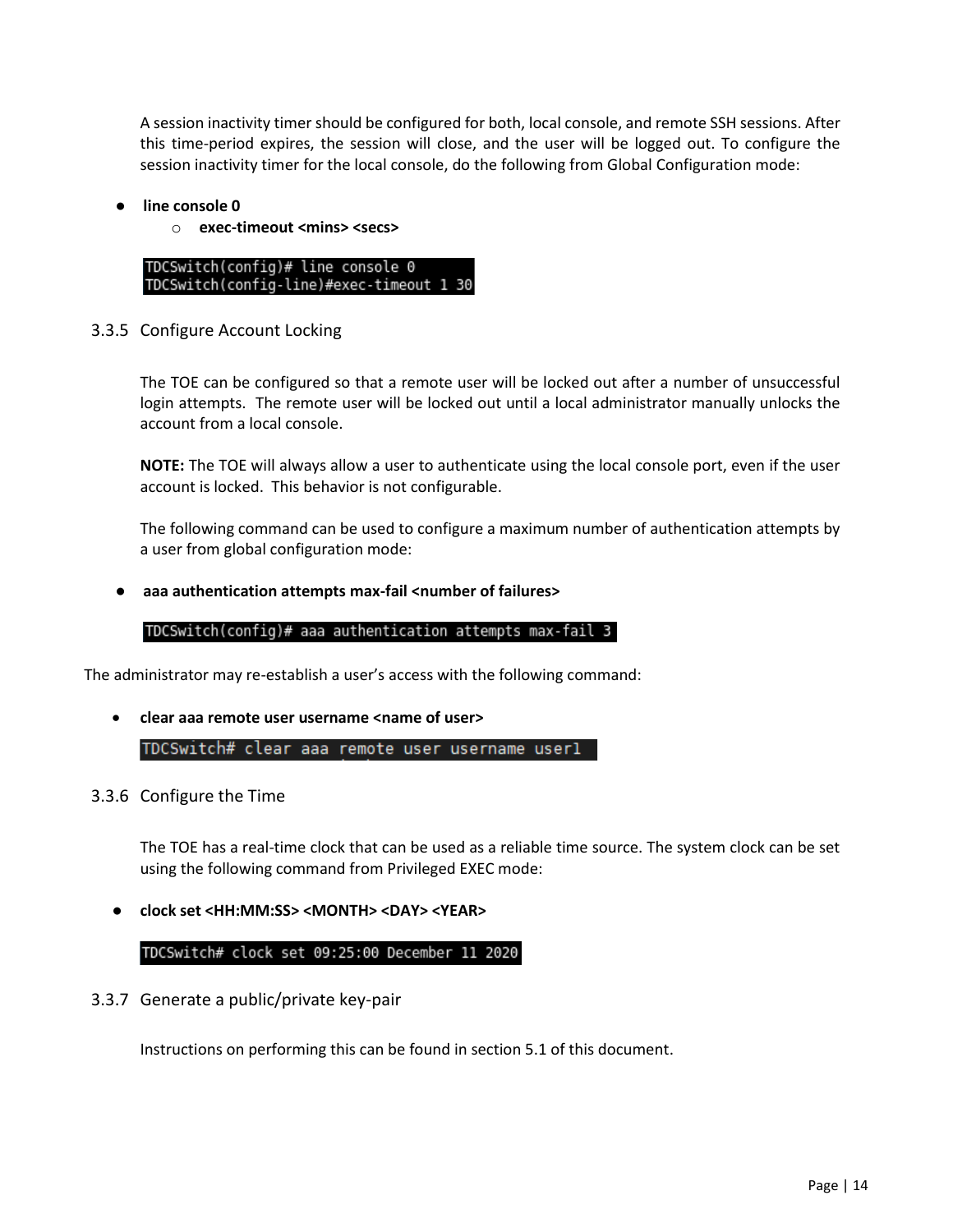A session inactivity timer should be configured for both, local console, and remote SSH sessions. After this time-period expires, the session will close, and the user will be logged out. To configure the session inactivity timer for the local console, do the following from Global Configuration mode:

- **line console 0**
  - **exec-timeout <mins> <secs>**

```
TDCSwitch(config)# line console 0
TDCSwitch(config-line)#exec-timeout 1 30
```

### 3.3.5 Configure Account Locking

The TOE can be configured so that a remote user will be locked out after a number of unsuccessful login attempts. The remote user will be locked out until a local administrator manually unlocks the account from a local console.

**NOTE:** The TOE will always allow a user to authenticate using the local console port, even if the user account is locked. This behavior is not configurable.

The following command can be used to configure a maximum number of authentication attempts by a user from global configuration mode:

- **aaa authentication attempts max-fail <number of failures>**

```
TDCSwitch(config)# aaa authentication attempts max-fail 3
```

The administrator may re-establish a user's access with the following command:

- **clear aaa remote user username <name of user>**

```
TDCSwitch# clear aaa remote user username user1
```

### 3.3.6 Configure the Time

The TOE has a real-time clock that can be used as a reliable time source. The system clock can be set using the following command from Privileged EXEC mode:

- **clock set <HH:MM:SS> <MONTH> <DAY> <YEAR>**

```
TDCSwitch# clock set 09:25:00 December 11 2020
```

### 3.3.7 Generate a public/private key-pair

Instructions on performing this can be found in section 5.1 of this document.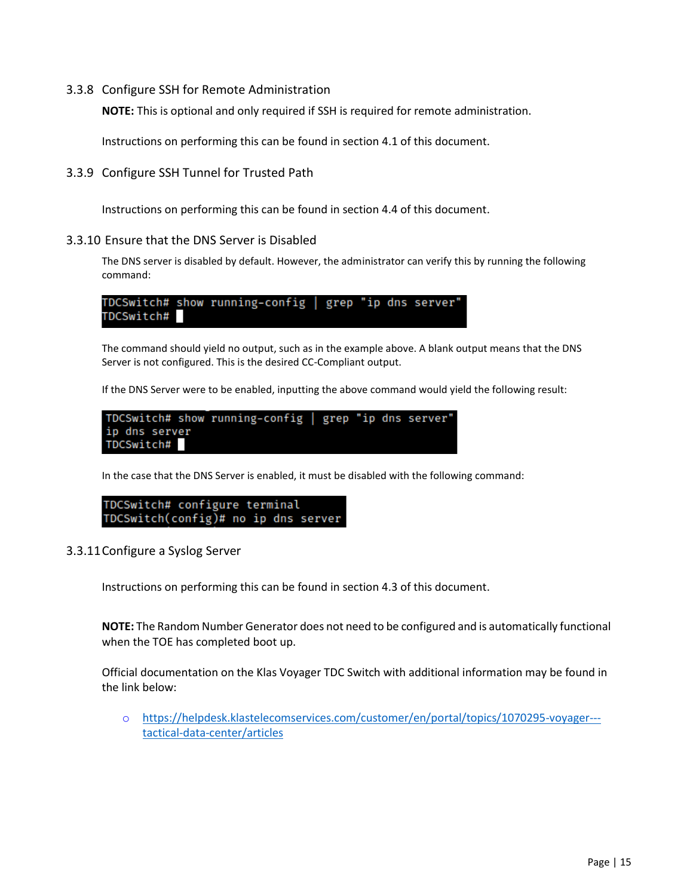### 3.3.8 Configure SSH for Remote Administration

**NOTE:** This is optional and only required if SSH is required for remote administration.

Instructions on performing this can be found in section 4.1 of this document.

### 3.3.9 Configure SSH Tunnel for Trusted Path

Instructions on performing this can be found in section 4.4 of this document.

### 3.3.10 Ensure that the DNS Server is Disabled

The DNS server is disabled by default. However, the administrator can verify this by running the following command:

```
TDCSwitch# show running-config | grep "ip dns server"
TDCSwitch#
```

The command should yield no output, such as in the example above. A blank output means that the DNS Server is not configured. This is the desired CC-Compliant output.

If the DNS Server were to be enabled, inputting the above command would yield the following result:

```
TDCSwitch# show running-config | grep "ip dns server"
ip dns server
TDCSwitch#
```

In the case that the DNS Server is enabled, it must be disabled with the following command:

```
TDCSwitch# configure terminal
TDCSwitch(config)# no ip dns server
```

### 3.3.11 Configure a Syslog Server

Instructions on performing this can be found in section 4.3 of this document.

**NOTE:** The Random Number Generator does not need to be configured and is automatically functional when the TOE has completed boot up.

Official documentation on the Klas Voyager TDC Switch with additional information may be found in the link below:

- https://helpdesk.klastelecomservices.com/customer/en/portal/topics/1070295-voyager---tactical-data-center/articles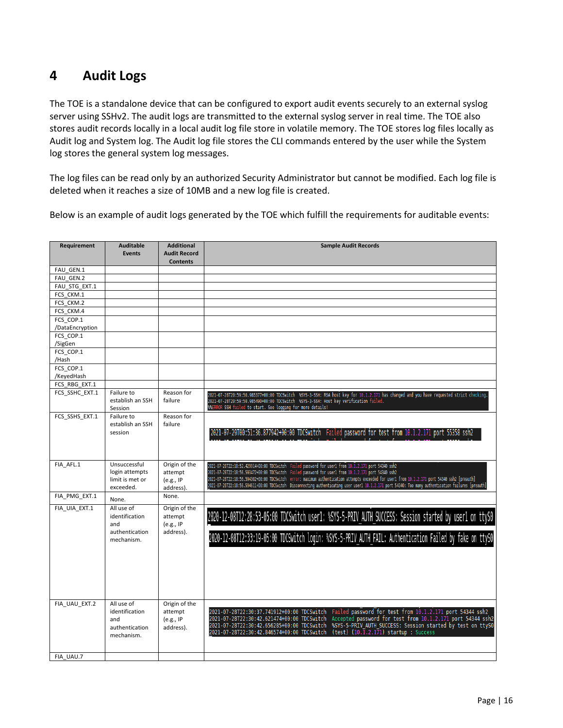# 4 Audit Logs

The TOE is a standalone device that can be configured to export audit events securely to an external syslog server using SSHv2. The audit logs are transmitted to the external syslog server in real time. The TOE also stores audit records locally in a local audit log file store in volatile memory. The TOE stores log files locally as Audit log and System log. The Audit log file stores the CLI commands entered by the user while the System log stores the general system log messages.

The log files can be read only by an authorized Security Administrator but cannot be modified. Each log file is deleted when it reaches a size of 10MB and a new log file is created.

Below is an example of audit logs generated by the TOE which fulfill the requirements for auditable events:

| Requirement | Auditable Events | Additional Audit Record Contents | Sample Audit Records |
|---|---|---|---|
| FAU_GEN.1 | | | |
| FAU_GEN.2 | | | |
| FAU_STG_EXT.1 | | | |
| FCS_CKM.1 | | | |
| FCS_CKM.2 | | | |
| FCS_CKM.4 | | | |
| FCS_COP.1 /DataEncryption | | | |
| FCS_COP.1 /SigGen | | | |
| FCS_COP.1 /Hash | | | |
| FCS_COP.1 /KeyedHash | | | |
| FCS_RBG_EXT.1 | | | |
| FCS_SSHC_EXT.1 | Failure to establish an SSH Session | Reason for failure | 2021-07-28T20:59:50.985377+00:00 TDCSwitch %SYS-3-SSH: RSA host key for 10.1.2.171 has changed and you have requested strict checking.<br>2021-07-28T20:59:50.985490+00:00 TDCSwitch %SYS-3-SSH: Host key verification failed.<br>%%ERROR SSH failed to start. See logging for more details! |
| FCS_SSHS_EXT.1 | Failure to establish an SSH session | Reason for failure | 2021-07-29T00:51:36.877942+00:00 TDCSwitch Failed password for test from 10.1.2.171 port 55358 ssh2 |
| FIA_AFL.1 | Unsuccessful login attempts limit is met or exceeded. | Origin of the attempt (e.g., IP address). | 2021-07-28T22:18:52.429914+00:00 TDCSwitch Failed password for user1 from 10.1.2.171 port 54340 ssh2<br>2021-07-28T22:18:56.593472+00:00 TDCSwitch Failed password for user1 from 10.1.2.171 port 54340 ssh2<br>2021-07-28T22:18:56.594302+00:00 TDCSwitch error: maximum authentication attempts exceeded for user1 from 10.1.2.171 port 54340 ssh2 [preauth]<br>2021-07-28T22:18:56.594611+00:00 TDCSwitch Disconnecting authenticating user user1 10.1.2.171 port 54340: Too many authentication failures [preauth] |
| FIA_PMG_EXT.1 | None. | None. | |
| FIA_UIA_EXT.1 | All use of identification and authentication mechanism. | Origin of the attempt (e.g., IP address). | 2020-12-08T12:28:53-05:00 TDCSwitch user1: %SYS-5-PRIV_AUTH_SUCCESS: Session started by user1 on ttyS0<br>2020-12-08T12:33:19-05:00 TDCSwitch login: %SYS-5-PRIV_AUTH_FAIL: Authentication Failed by fake on ttyS0 |
| FIA_UAU_EXT.2 | All use of identification and authentication mechanism. | Origin of the attempt (e.g., IP address). | 2021-07-28T22:30:37.741912+00:00 TDCSwitch Failed password for test from 10.1.2.171 port 54344 ssh2<br>2021-07-28T22:30:42.621474+00:00 TDCSwitch Accepted password for test from 10.1.2.171 port 54344 ssh2<br>2021-07-28T22:30:42.656285+00:00 TDCSwitch %SYS-5-PRIV_AUTH_SUCCESS: Session started by test on ttyS0<br>2021-07-28T22:30:42.846574+00:00 TDCSwitch (test) (10.1.2.171) startup : Success |
| FIA_UAU.7 | | | |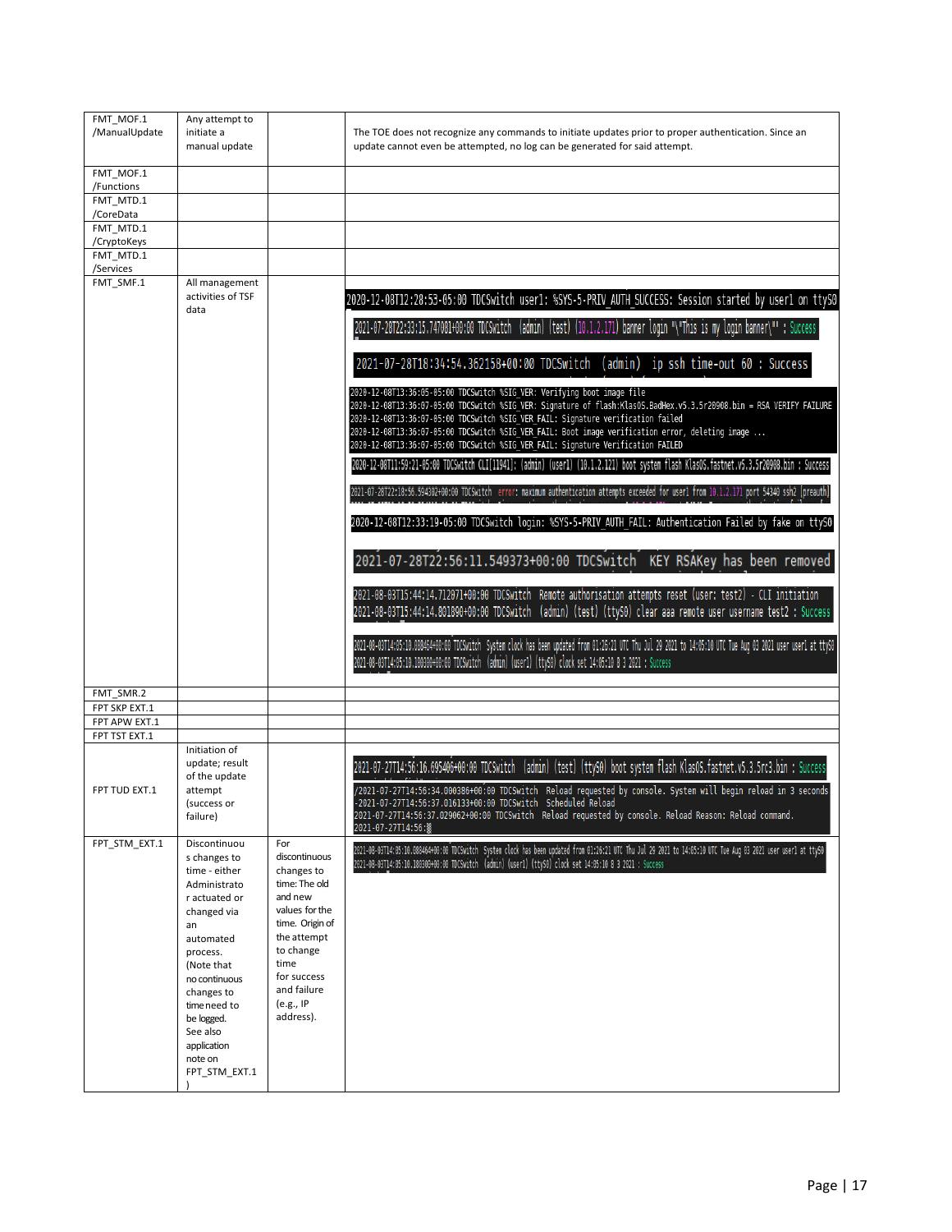| | | | |
|---|---|---|---|
| FMT_MOF.1 /ManualUpdate | Any attempt to initiate a manual update | | The TOE does not recognize any commands to initiate updates prior to proper authentication. Since an update cannot even be attempted, no log can be generated for said attempt. |
| FMT_MOF.1 /Functions | | | |
| FMT_MTD.1 /CoreData | | | |
| FMT_MTD.1 /CryptoKeys | | | |
| FMT_MTD.1 /Services | | | |
| FMT_SMF.1 | All management activities of TSF data | | 2020-12-08T12:28:53-05:00 TDCSwitch user1: %SYS-5-PRIV_AUTH_SUCCESS: Session started by user1 on ttyS0<br>2021-07-28T22:33:15.747081+00:00 TDCSwitch (admin) (test) (10.1.2.171) banner login "\"This is my login banner\"" : Success<br>2021-07-28T18:34:54.362158+00:00 TDCSwitch (admin) ip ssh time-out 60 : Success<br>2020-12-08T13:36:05-05:00 TDCSwitch %SIG_VER: Verifying boot image file<br>2020-12-08T13:36:07-05:00 TDCSwitch %SIG_VER: Signature of flash:KlasOS.BadHex.v5.3.5r20908.bin = RSA VERIFY FAILURE<br>2020-12-08T13:36:07-05:00 TDCSwitch %SIG_VER_FAIL: Signature verification failed<br>2020-12-08T13:36:07-05:00 TDCSwitch %SIG_VER_FAIL: Boot image verification error, deleting image ...<br>2020-12-08T13:36:07-05:00 TDCSwitch %SIG_VER_FAIL: Signature Verification FAILED<br>2020-12-08T11:59:21-05:00 TDCSwitch CLI[11941]: (admin) (user1) (10.1.2.121) boot system flash KlasOS.fastnet.v5.3.5r20908.bin : Success<br>2021-07-28T22:18:56.594302+00:00 TDCSwitch error: maximum authentication attempts exceeded for user1 from 10.1.2.171 port 54340 ssh2 [preauth]<br>2020-12-08T12:33:19-05:00 TDCSwitch login: %SYS-5-PRIV_AUTH_FAIL: Authentication Failed by fake on ttyS0<br>2021-07-28T22:56:11.549373+00:00 TDCSwitch KEY RSAKey has been removed<br>2021-08-03T15:44:14.712071+00:00 TDCSwitch Remote authorisation attempts reset (user: test2) - CLI initiation<br>2021-08-03T15:44:14.801890+00:00 TDCSwitch (admin) (test) (ttyS0) clear aaa remote user username test2 : Success<br>2021-08-03T14:05:10.088464+00:00 TDCSwitch System clock has been updated from 01:26:21 UTC Thu Jul 29 2021 to 14:05:10 UTC Tue Aug 03 2021 user user1 at ttyS0<br>2021-08-03T14:05:10.100300+00:00 TDCSwitch (admin) (user1) (ttyS0) clock set 14:05:10 8 3 2021 : Success |
| FMT_SMR.2 | | | |
| FPT SKP EXT.1 | | | |
| FPT APW EXT.1 | | | |
| FPT TST EXT.1 | | | |
| FPT TUD EXT.1 | Initiation of update; result of the update attempt (success or failure) | | 2021-07-27T14:56:16.695406+00:00 TDCSwitch (admin) (test) (ttyS0) boot system flash KlasOS.fastnet.v5.3.5rc3.bin : Success<br>/2021-07-27T14:56:34.000386+00:00 TDCSwitch Reload requested by console. System will begin reload in 3 seconds<br>-2021-07-27T14:56:37.016133+00:00 TDCSwitch Scheduled Reload<br>2021-07-27T14:56:37.029062+00:00 TDCSwitch Reload requested by console. Reload Reason: Reload command.<br>2021-07-27T14:56: |
| FPT_STM_EXT.1 | Discontinuous changes to time - either Administrator actuated or changed via an automated process. (Note that no continuous changes to time need to be logged. See also application note on FPT_STM_EXT.1) | For discontinuous changes to time: The old and new values for the time. Origin of the attempt to change time for success and failure (e.g., IP address). | 2021-08-03T14:05:10.088464+00:00 TDCSwitch System clock has been updated from 01:26:21 UTC Thu Jul 29 2021 to 14:05:10 UTC Tue Aug 03 2021 user user1 at ttyS0<br>2021-08-03T14:05:10.100300+00:00 TDCSwitch (admin) (user1) (ttyS0) clock set 14:05:10 8 3 2021 : Success |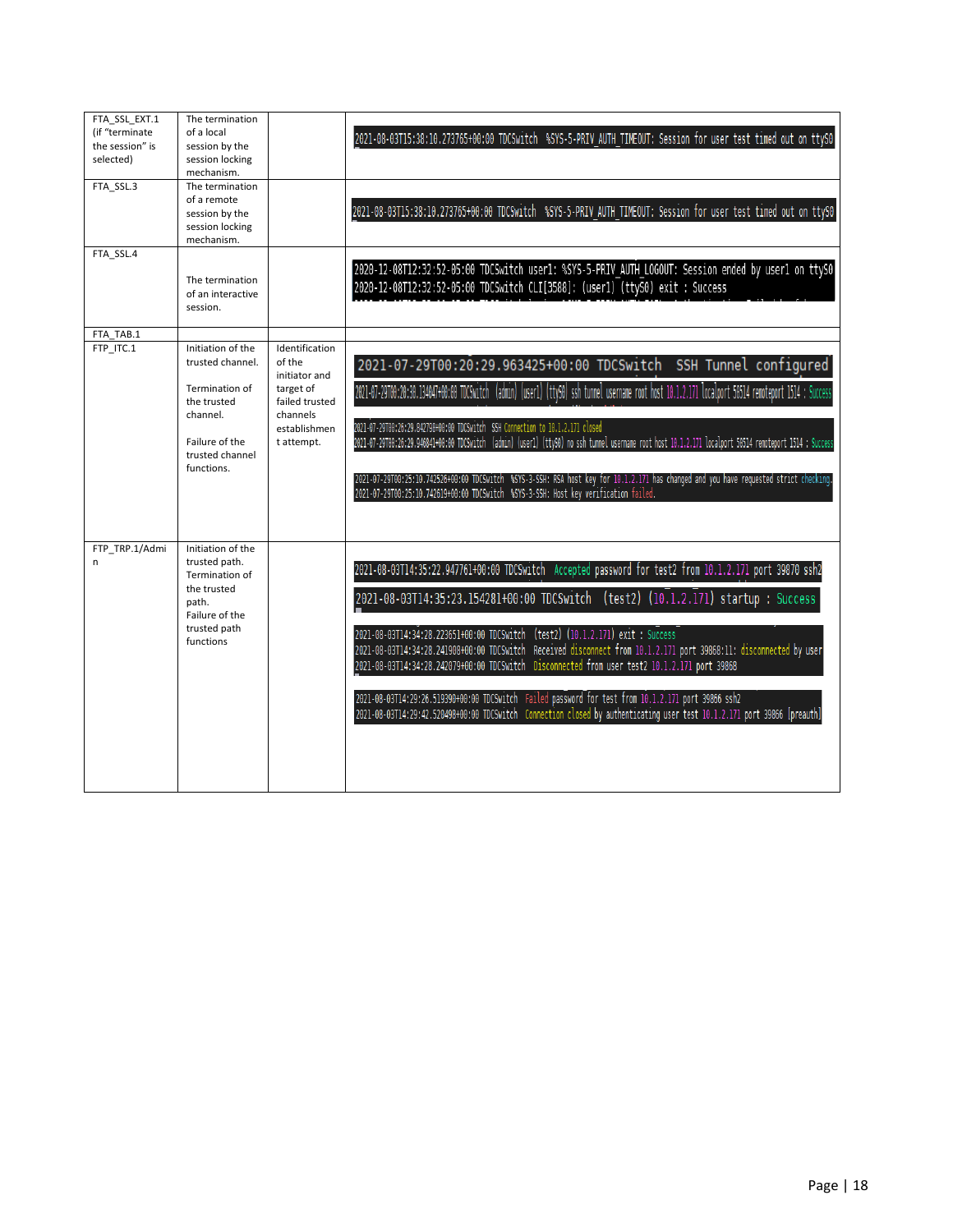| | | | |
|---|---|---|---|
| FTA_SSL_EXT.1 (if "terminate the session" is selected) | The termination of a local session by the session locking mechanism. | | 2021-08-03T15:38:10.273765+00:00 TDCSwitch %SYS-5-PRIV_AUTH_TIMEOUT: Session for user test timed out on ttyS0 |
| FTA_SSL.3 | The termination of a remote session by the session locking mechanism. | | 2021-08-03T15:38:10.273765+00:00 TDCSwitch %SYS-5-PRIV_AUTH_TIMEOUT: Session for user test timed out on ttyS0 |
| FTA_SSL.4 | The termination of an interactive session. | | 2020-12-08T12:32:52-05:00 TDCSwitch user1: %SYS-5-PRIV_AUTH_LOGOUT: Session ended by user1 on ttyS0<br>2020-12-08T12:32:52-05:00 TDCSwitch CLI[3588]: (user1) (ttyS0) exit : Success |
| FTA_TAB.1 | | | |
| FTP_ITC.1 | Initiation of the trusted channel.<br><br>Termination of the trusted channel.<br><br>Failure of the trusted channel functions. | Identification of the initiator and target of failed trusted channels establishment attempt. | 2021-07-29T00:20:29.963425+00:00 TDCSwitch SSH Tunnel configured<br>2021-07-29T00:20:30.134047+00:00 TDCSwitch (admin) (user1) (ttyS0) ssh tunnel username root host 10.1.2.171 localport 58514 remoteport 1514 : Success<br>2021-07-29T00:26:29.842790+00:00 TDCSwitch SSH Connection to 10.1.2.171 closed<br>2021-07-29T00:26:29.946841+00:00 TDCSwitch (admin) (user1) (ttyS0) no ssh tunnel username root host 10.1.2.171 localport 58514 remoteport 1514 : Success<br>2021-07-29T00:25:10.742526+00:00 TDCSwitch %SYS-3-SSH: RSA host key for 10.1.2.171 has changed and you have requested strict checking.<br>2021-07-29T00:25:10.742619+00:00 TDCSwitch %SYS-3-SSH: Host key verification failed. |
| FTP_TRP.1/Admin | Initiation of the trusted path.<br>Termination of the trusted path.<br>Failure of the trusted path functions | | 2021-08-03T14:35:22.947761+00:00 TDCSwitch Accepted password for test2 from 10.1.2.171 port 39870 ssh2<br>2021-08-03T14:35:23.154281+00:00 TDCSwitch (test2) (10.1.2.171) startup : Success<br>2021-08-03T14:34:28.223651+00:00 TDCSwitch (test2) (10.1.2.171) exit : Success<br>2021-08-03T14:34:28.241908+00:00 TDCSwitch Received disconnect from 10.1.2.171 port 39868:11: disconnected by user<br>2021-08-03T14:34:28.242079+00:00 TDCSwitch Disconnected from user test2 10.1.2.171 port 39868<br>2021-08-03T14:29:26.519390+00:00 TDCSwitch Failed password for test from 10.1.2.171 port 39866 ssh2<br>2021-08-03T14:29:42.520498+00:00 TDCSwitch Connection closed by authenticating user test 10.1.2.171 port 39866 [preauth] |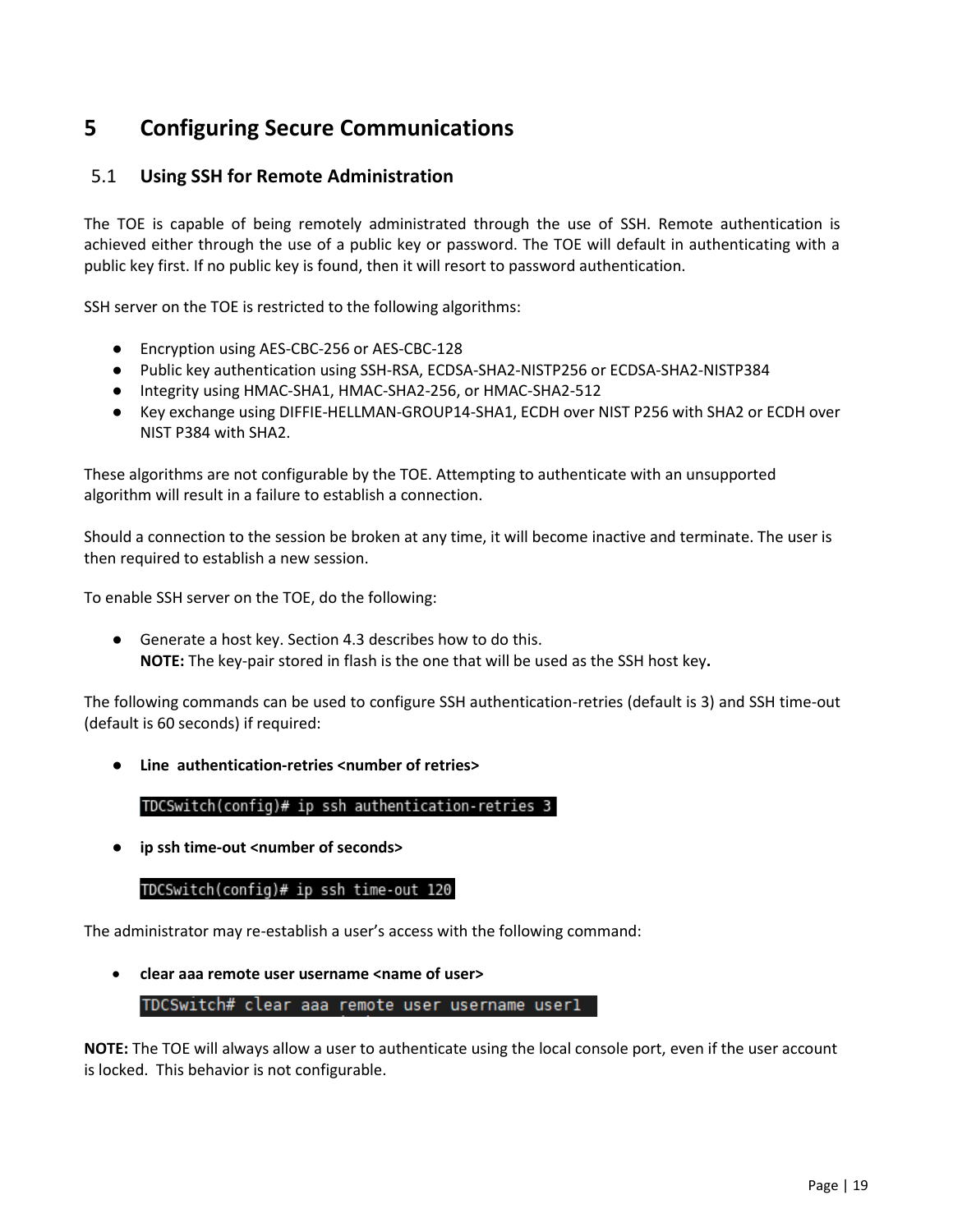# 5 Configuring Secure Communications

## 5.1 Using SSH for Remote Administration

The TOE is capable of being remotely administrated through the use of SSH. Remote authentication is achieved either through the use of a public key or password. The TOE will default in authenticating with a public key first. If no public key is found, then it will resort to password authentication.

SSH server on the TOE is restricted to the following algorithms:

- Encryption using AES-CBC-256 or AES-CBC-128
- Public key authentication using SSH-RSA, ECDSA-SHA2-NISTP256 or ECDSA-SHA2-NISTP384
- Integrity using HMAC-SHA1, HMAC-SHA2-256, or HMAC-SHA2-512
- Key exchange using DIFFIE-HELLMAN-GROUP14-SHA1, ECDH over NIST P256 with SHA2 or ECDH over NIST P384 with SHA2.

These algorithms are not configurable by the TOE. Attempting to authenticate with an unsupported algorithm will result in a failure to establish a connection.

Should a connection to the session be broken at any time, it will become inactive and terminate. The user is then required to establish a new session.

To enable SSH server on the TOE, do the following:

- Generate a host key. Section 4.3 describes how to do this.
  **NOTE:** The key-pair stored in flash is the one that will be used as the SSH host key**.**

The following commands can be used to configure SSH authentication-retries (default is 3) and SSH time-out (default is 60 seconds) if required:

- **Line authentication-retries <number of retries>**

```
TDCSwitch(config)# ip ssh authentication-retries 3
```

- **ip ssh time-out <number of seconds>**

```
TDCSwitch(config)# ip ssh time-out 120
```

The administrator may re-establish a user's access with the following command:

- **clear aaa remote user username <name of user>**

```
TDCSwitch# clear aaa remote user username user1
```

**NOTE:** The TOE will always allow a user to authenticate using the local console port, even if the user account is locked. This behavior is not configurable.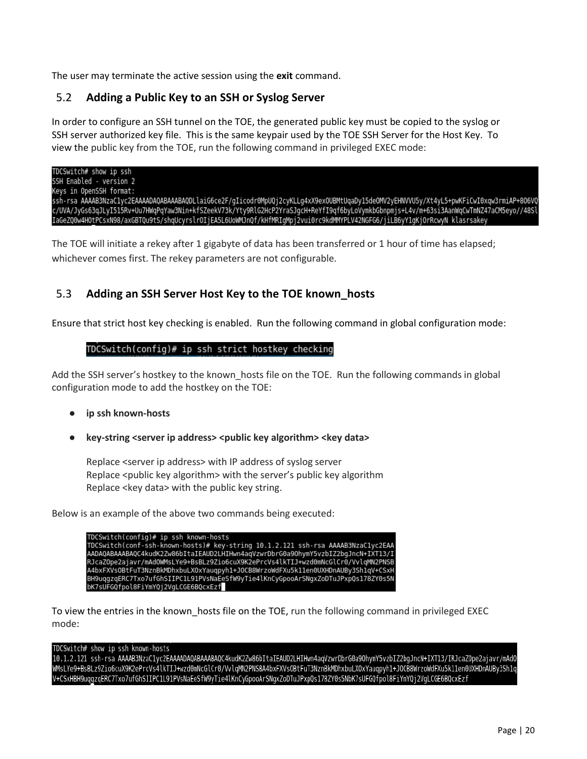The user may terminate the active session using the **exit** command.

## 5.2 Adding a Public Key to an SSH or Syslog Server

In order to configure an SSH tunnel on the TOE, the generated public key must be copied to the syslog or SSH server authorized key file. This is the same keypair used by the TOE SSH Server for the Host Key. To view the public key from the TOE, run the following command in privileged EXEC mode:

```
TDCSwitch# show ip ssh
SSH Enabled - version 2
Keys in OpenSSH format:
ssh-rsa AAAAB3NzaC1yc2EAAAADAQABAAABAQDLlaiG6ce2F/gIicodr0MpUQj2cyKLLg4xX9exOUBMtUqaDy15deOMV2yEHNVVU5y/Xt4yL5+pwKFiCwI0xqw3rmiAP+8O6VQ
c/UVA/JyGs63qJLyI515Rv+Uu7HWqPqYaw3Nin+kfSZeekV73k/Yty9RlG2HcP2YraSJgcH+ReYfI9qf6byLoVymkbGbnpmjs+L4v/m+63si3AanWqCwTmNZ47aCM5eyo//48Sl
IaGeZQ0w4HOtPCsxN98/axGBTQu9tS/shqUcyrslrOIjEA5L6UoWMJnQf/kHfMRIgMpj2vui0rc9kdMMYPLV42NGFG6/jiLB6yY1gKjOrRcwyN klasrsakey
```

The TOE will initiate a rekey after 1 gigabyte of data has been transferred or 1 hour of time has elapsed; whichever comes first. The rekey parameters are not configurable.

## 5.3 Adding an SSH Server Host Key to the TOE known_hosts

Ensure that strict host key checking is enabled. Run the following command in global configuration mode:

```
TDCSwitch(config)# ip ssh strict hostkey checking
```

Add the SSH server's hostkey to the known_hosts file on the TOE. Run the following commands in global configuration mode to add the hostkey on the TOE:

- **ip ssh known-hosts**
- **key-string <server ip address> <public key algorithm> <key data>**

  Replace <server ip address> with IP address of syslog server
  Replace <public key algorithm> with the server's public key algorithm
  Replace <key data> with the public key string.

Below is an example of the above two commands being executed:

```
TDCSwitch(config)# ip ssh known-hosts
TDCSwitch(conf-ssh-known-hosts)# key-string 10.1.2.121 ssh-rsa AAAAB3NzaC1yc2EAA
AADAQABAAABAQC4kudK2Zw86bItaIEAUD2LHIHwn4aqVzwrDbrG0a9OhymY5vzbIZ2bgJncN+IXT13/I
RJcaZOpe2ajavr/mAdOWMsLYe9+BsBLz9Zio6cuX9K2ePrcVs4lkTIJ+wzd0mNcGlCr0/VvlqMN2PNSB
A4bxFXVsOBtFuT3NznBkMDhxbuLXOxYauqpyh1+JOCB8WrzoWdFXu5k11en0UXHDnAUBy3Sh1qV+CSxH
BH9uqgzqERC7Txo7ufGhSIIPC1L91PVsNaEeSfW9yTie4lKnCyGpooArSNgxZoDTuJPxpQs178ZY0s5N
bK7sUFGQfpol8FiYmYQj2VgLCGE6BQcxEzf
```

To view the entries in the known_hosts file on the TOE, run the following command in privileged EXEC mode:

```
TDCSwitch# show ip ssh known-hosts
10.1.2.121 ssh-rsa AAAAB3NzaC1yc2EAAAADAQABAAABAQC4kudK2Zw86bItaIEAUD2LHIHwn4aqVzwrDbrG0a9OhymY5vzbIZ2bgJncN+IXT13/IRJcaZOpe2ajavr/mAdO
WMsLYe9+BsBLz9Zio6cuX9K2ePrcVs4lkTIJ+wzd0mNcGlCr0/VvlqMN2PNSBA4bxFXVsOBtFuT3NznBkMDhxbuLXOxYauqpyh1+JOCB8WrzoWdFXu5k11en0UXHDnAUBy3Sh1q
V+CSxHBH9uqgzqERC7Txo7ufGhSIIPC1L91PVsNaEeSfW9yTie4lKnCyGpooArSNgxZoDTuJPxpQs178ZY0s5NbK7sUFGQfpol8FiYmYQj2VgLCGE6BQcxEzf
```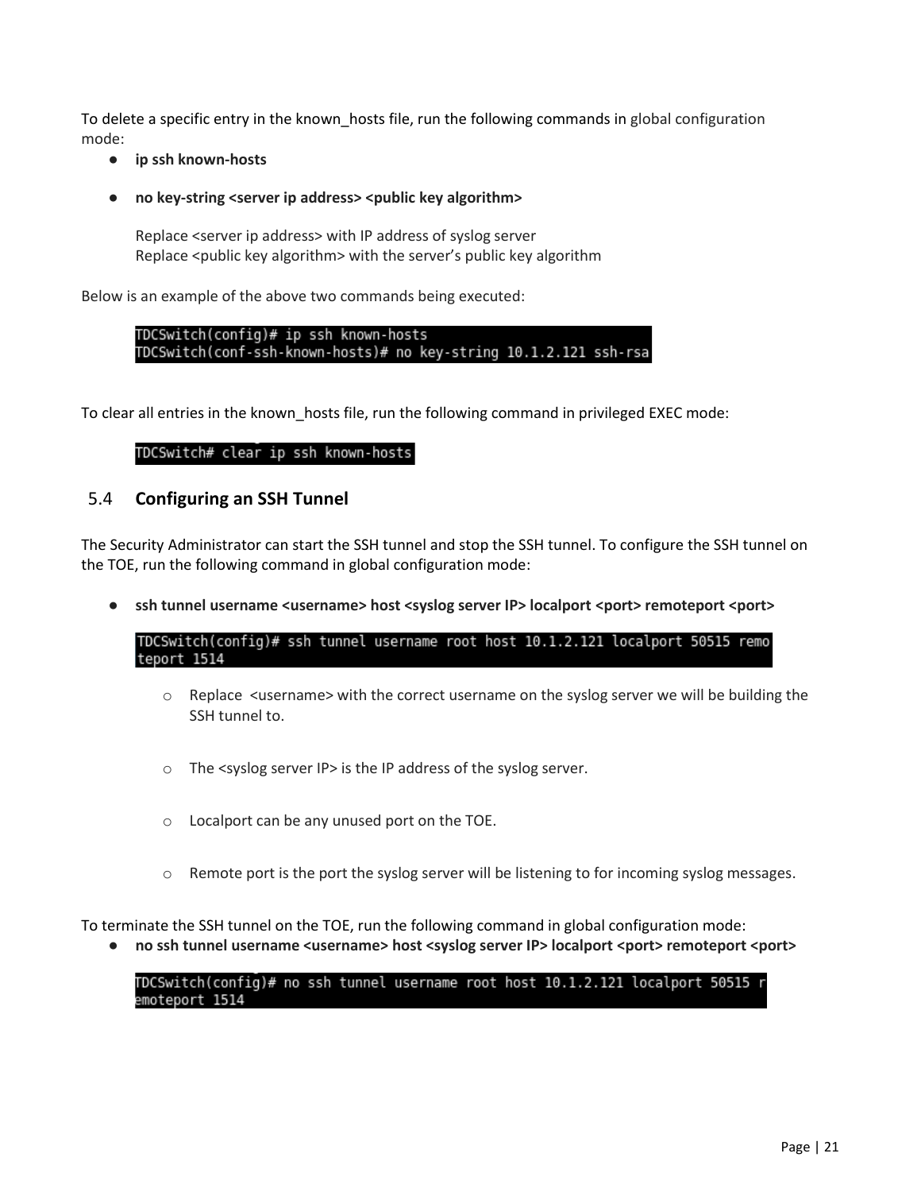To delete a specific entry in the known_hosts file, run the following commands in global configuration mode:

- **ip ssh known-hosts**

- **no key-string <server ip address> <public key algorithm>**

  Replace <server ip address> with IP address of syslog server
  Replace <public key algorithm> with the server's public key algorithm

Below is an example of the above two commands being executed:

```
TDCSwitch(config)# ip ssh known-hosts
TDCSwitch(conf-ssh-known-hosts)# no key-string 10.1.2.121 ssh-rsa
```

To clear all entries in the known_hosts file, run the following command in privileged EXEC mode:

```
TDCSwitch# clear ip ssh known-hosts
```

## 5.4 Configuring an SSH Tunnel

The Security Administrator can start the SSH tunnel and stop the SSH tunnel. To configure the SSH tunnel on the TOE, run the following command in global configuration mode:

- **ssh tunnel username <username> host <syslog server IP> localport <port> remoteport <port>**

```
TDCSwitch(config)# ssh tunnel username root host 10.1.2.121 localport 50515 remo
teport 1514
```

  - Replace <username> with the correct username on the syslog server we will be building the SSH tunnel to.
  - The <syslog server IP> is the IP address of the syslog server.
  - Localport can be any unused port on the TOE.
  - Remote port is the port the syslog server will be listening to for incoming syslog messages.

To terminate the SSH tunnel on the TOE, run the following command in global configuration mode:

- **no ssh tunnel username <username> host <syslog server IP> localport <port> remoteport <port>**

```
TDCSwitch(config)# no ssh tunnel username root host 10.1.2.121 localport 50515 r
emoteport 1514
```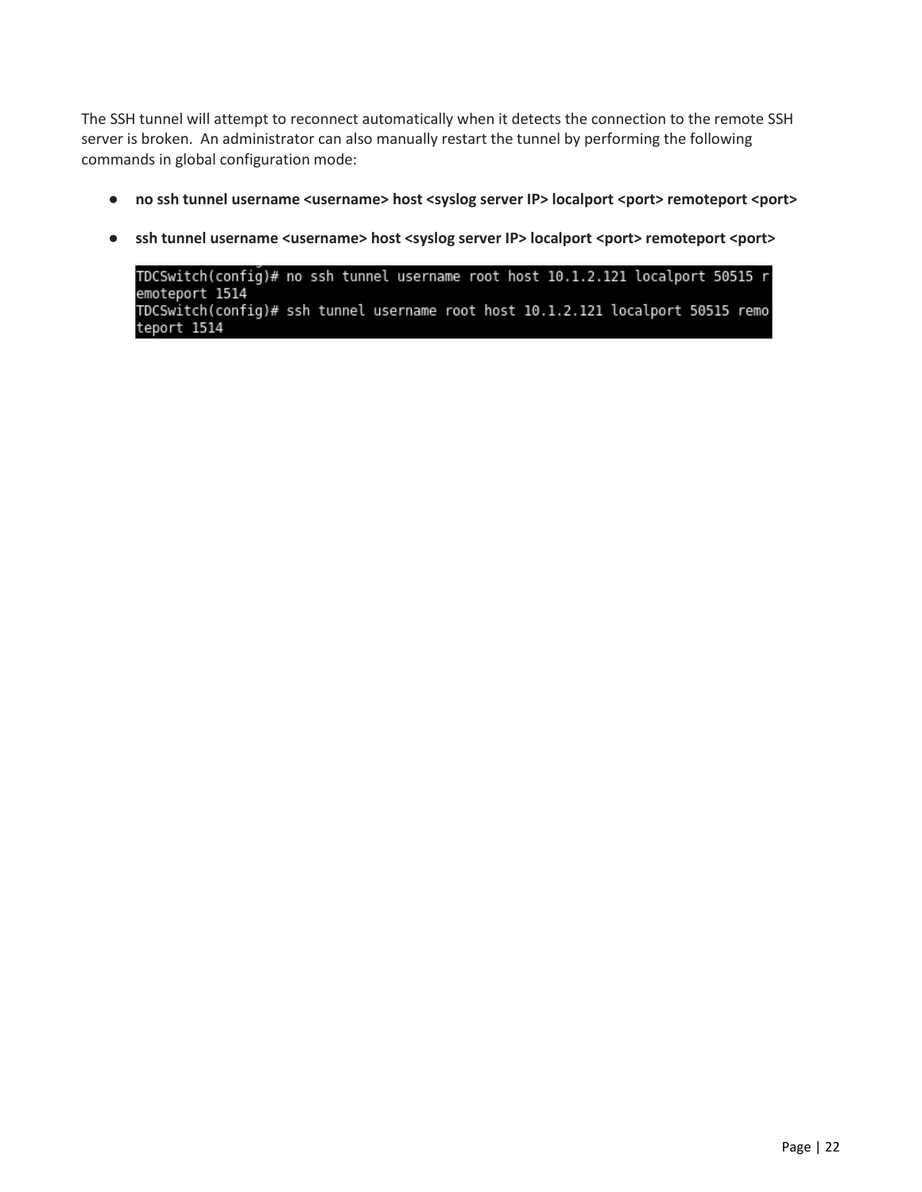The SSH tunnel will attempt to reconnect automatically when it detects the connection to the remote SSH server is broken. An administrator can also manually restart the tunnel by performing the following commands in global configuration mode:

- **no ssh tunnel username <username> host <syslog server IP> localport <port> remoteport <port>**
- **ssh tunnel username <username> host <syslog server IP> localport <port> remoteport <port>**

```
TDCSwitch(config)# no ssh tunnel username root host 10.1.2.121 localport 50515 r
emoteport 1514
TDCSwitch(config)# ssh tunnel username root host 10.1.2.121 localport 50515 remo
teport 1514
```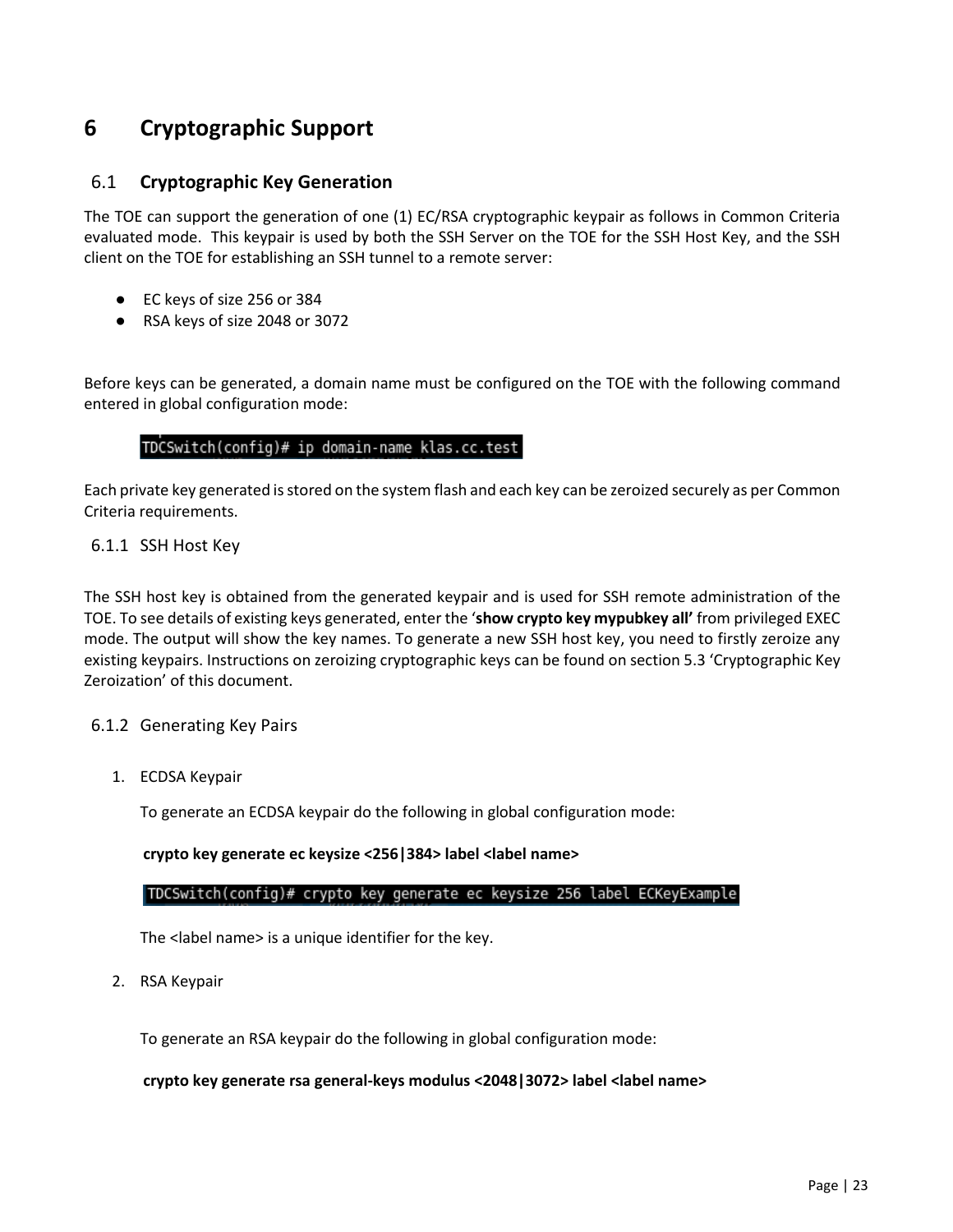# 6 Cryptographic Support

## 6.1 Cryptographic Key Generation

The TOE can support the generation of one (1) EC/RSA cryptographic keypair as follows in Common Criteria evaluated mode. This keypair is used by both the SSH Server on the TOE for the SSH Host Key, and the SSH client on the TOE for establishing an SSH tunnel to a remote server:

- EC keys of size 256 or 384
- RSA keys of size 2048 or 3072

Before keys can be generated, a domain name must be configured on the TOE with the following command entered in global configuration mode:

```
TDCSwitch(config)# ip domain-name klas.cc.test
```

Each private key generated is stored on the system flash and each key can be zeroized securely as per Common Criteria requirements.

### 6.1.1 SSH Host Key

The SSH host key is obtained from the generated keypair and is used for SSH remote administration of the TOE. To see details of existing keys generated, enter the '**show crypto key mypubkey all'** from privileged EXEC mode. The output will show the key names. To generate a new SSH host key, you need to firstly zeroize any existing keypairs. Instructions on zeroizing cryptographic keys can be found on section 5.3 'Cryptographic Key Zeroization' of this document.

### 6.1.2 Generating Key Pairs

1. ECDSA Keypair

   To generate an ECDSA keypair do the following in global configuration mode:

   **crypto key generate ec keysize <256|384> label <label name>**

   ```
   TDCSwitch(config)# crypto key generate ec keysize 256 label ECKeyExample
   ```

   The <label name> is a unique identifier for the key.

2. RSA Keypair

   To generate an RSA keypair do the following in global configuration mode:

   **crypto key generate rsa general-keys modulus <2048|3072> label <label name>**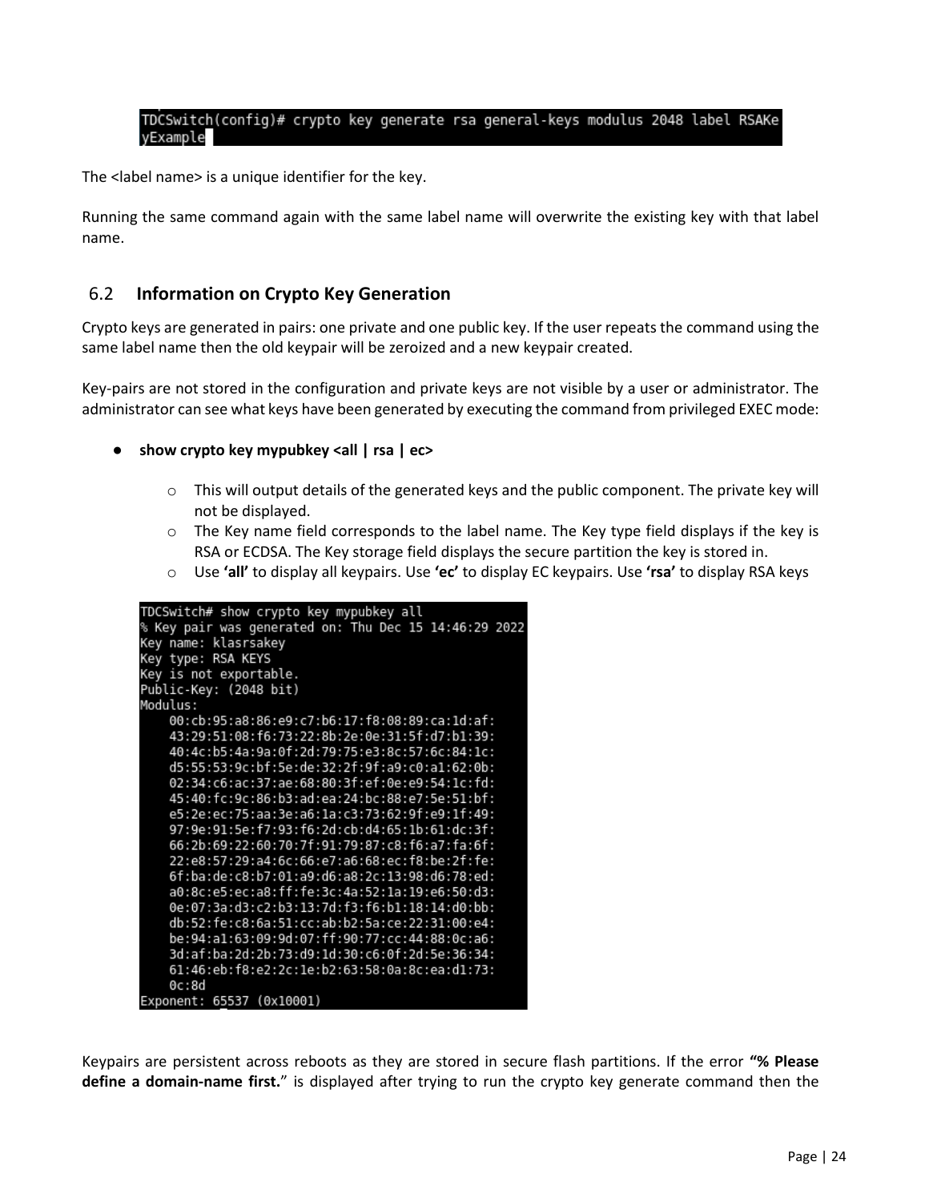```
TDCSwitch(config)# crypto key generate rsa general-keys modulus 2048 label RSAKe
yExample
```

The <label name> is a unique identifier for the key.

Running the same command again with the same label name will overwrite the existing key with that label name.

## 6.2 Information on Crypto Key Generation

Crypto keys are generated in pairs: one private and one public key. If the user repeats the command using the same label name then the old keypair will be zeroized and a new keypair created.

Key-pairs are not stored in the configuration and private keys are not visible by a user or administrator. The administrator can see what keys have been generated by executing the command from privileged EXEC mode:

- **show crypto key mypubkey <all | rsa | ec>**
  - This will output details of the generated keys and the public component. The private key will not be displayed.
  - The Key name field corresponds to the label name. The Key type field displays if the key is RSA or ECDSA. The Key storage field displays the secure partition the key is stored in.
  - Use **'all'** to display all keypairs. Use **'ec'** to display EC keypairs. Use **'rsa'** to display RSA keys

```
TDCSwitch# show crypto key mypubkey all
% Key pair was generated on: Thu Dec 15 14:46:29 2022
Key name: klasrsakey
Key type: RSA KEYS
Key is not exportable.
Public-Key: (2048 bit)
Modulus:
    00:cb:95:a8:86:e9:c7:b6:17:f8:08:89:ca:1d:af:
    43:29:51:08:f6:73:22:8b:2e:0e:31:5f:d7:b1:39:
    40:4c:b5:4a:9a:0f:2d:79:75:e3:8c:57:6c:84:1c:
    d5:55:53:9c:bf:5e:de:32:2f:9f:a9:c0:a1:62:0b:
    02:34:c6:ac:37:ae:68:80:3f:ef:0e:e9:54:1c:fd:
    45:40:fc:9c:86:b3:ad:ea:24:bc:88:e7:5e:51:bf:
    e5:2e:ec:75:aa:3e:a6:1a:c3:73:62:9f:e9:1f:49:
    97:9e:91:5e:f7:93:f6:2d:cb:d4:65:1b:61:dc:3f:
    66:2b:69:22:60:70:7f:91:79:87:c8:f6:a7:fa:6f:
    22:e8:57:29:a4:6c:66:e7:a6:68:ec:f8:be:2f:fe:
    6f:ba:de:c8:b7:01:a9:d6:a8:2c:13:98:d6:78:ed:
    a0:8c:e5:ec:a8:ff:fe:3c:4a:52:1a:19:e6:50:d3:
    0e:07:3a:d3:c2:b3:13:7d:f3:f6:b1:18:14:d0:bb:
    db:52:fe:c8:6a:51:cc:ab:b2:5a:ce:22:31:00:e4:
    be:94:a1:63:09:9d:07:ff:90:77:cc:44:88:0c:a6:
    3d:af:ba:2d:2b:73:d9:1d:30:c6:0f:2d:5e:36:34:
    61:46:eb:f8:e2:2c:1e:b2:63:58:0a:8c:ea:d1:73:
    0c:8d
Exponent: 65537 (0x10001)
```

Keypairs are persistent across reboots as they are stored in secure flash partitions. If the error **"% Please define a domain-name first.**" is displayed after trying to run the crypto key generate command then the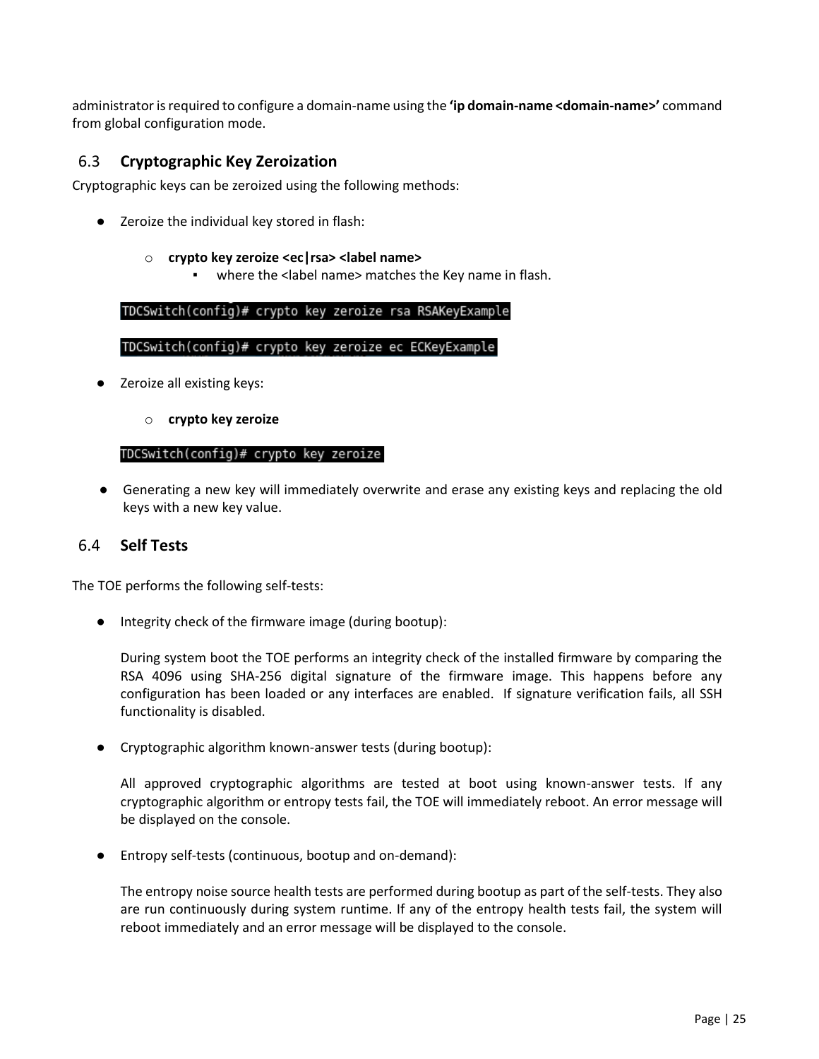administrator is required to configure a domain-name using the **'ip domain-name <domain-name>'** command from global configuration mode.

## 6.3 Cryptographic Key Zeroization

Cryptographic keys can be zeroized using the following methods:

- Zeroize the individual key stored in flash:
  - **crypto key zeroize <ec|rsa> <label name>**
    - where the <label name> matches the Key name in flash.

```
TDCSwitch(config)# crypto key zeroize rsa RSAKeyExample
```

```
TDCSwitch(config)# crypto key zeroize ec ECKeyExample
```

- Zeroize all existing keys:
  - **crypto key zeroize**

```
TDCSwitch(config)# crypto key zeroize
```

- Generating a new key will immediately overwrite and erase any existing keys and replacing the old keys with a new key value.

## 6.4 Self Tests

The TOE performs the following self-tests:

- Integrity check of the firmware image (during bootup):

  During system boot the TOE performs an integrity check of the installed firmware by comparing the RSA 4096 using SHA-256 digital signature of the firmware image. This happens before any configuration has been loaded or any interfaces are enabled. If signature verification fails, all SSH functionality is disabled.

- Cryptographic algorithm known-answer tests (during bootup):

  All approved cryptographic algorithms are tested at boot using known-answer tests. If any cryptographic algorithm or entropy tests fail, the TOE will immediately reboot. An error message will be displayed on the console.

- Entropy self-tests (continuous, bootup and on-demand):

  The entropy noise source health tests are performed during bootup as part of the self-tests. They also are run continuously during system runtime. If any of the entropy health tests fail, the system will reboot immediately and an error message will be displayed to the console.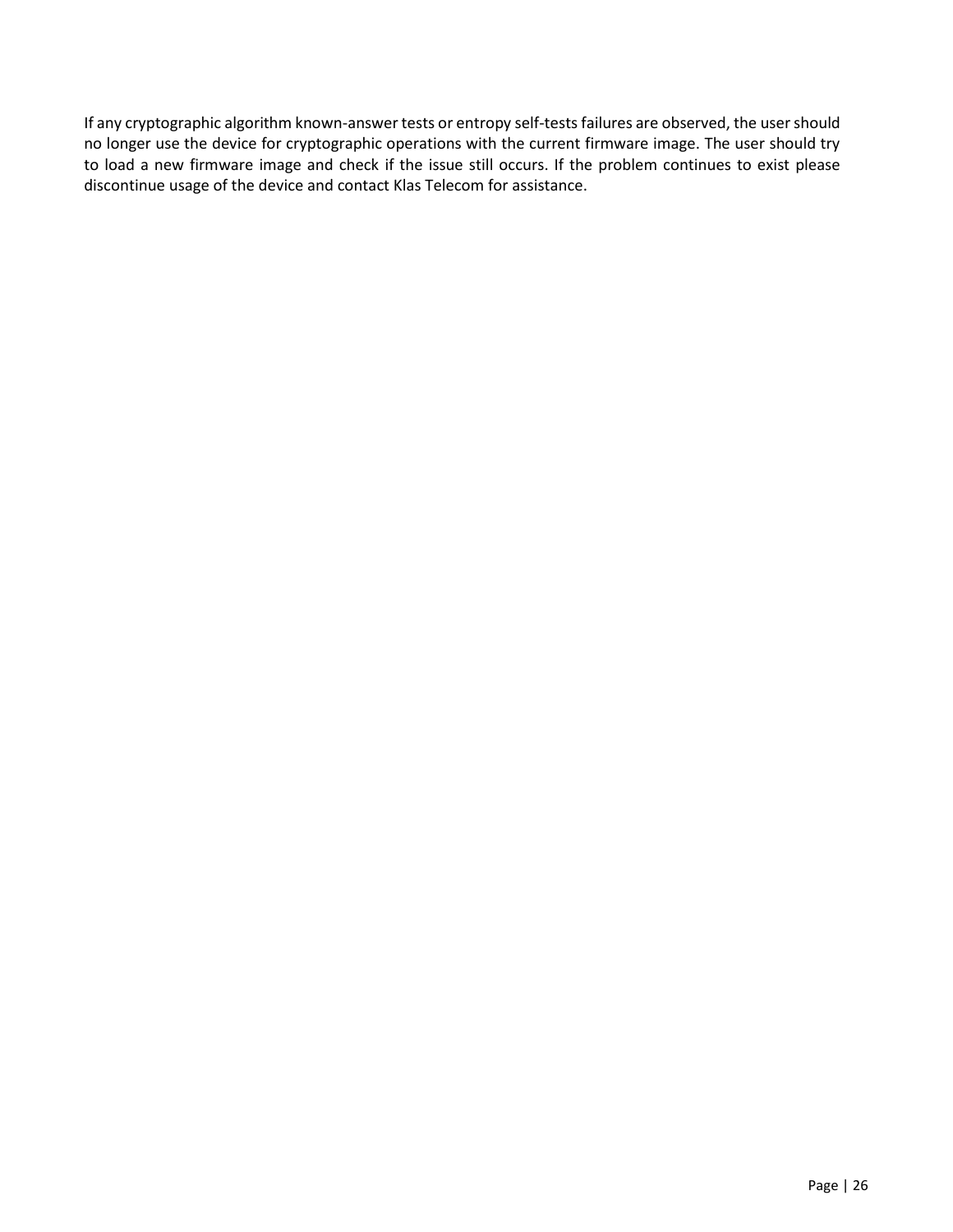If any cryptographic algorithm known-answer tests or entropy self-tests failures are observed, the user should no longer use the device for cryptographic operations with the current firmware image. The user should try to load a new firmware image and check if the issue still occurs. If the problem continues to exist please discontinue usage of the device and contact Klas Telecom for assistance.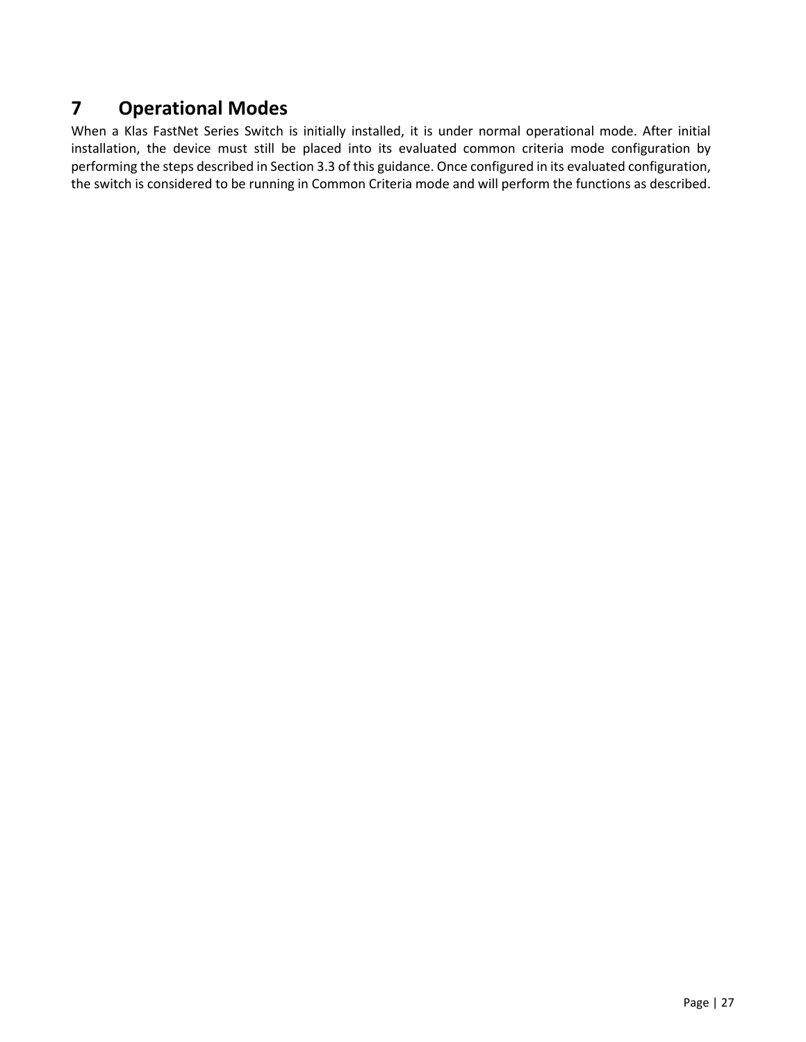# 7 Operational Modes

When a Klas FastNet Series Switch is initially installed, it is under normal operational mode. After initial installation, the device must still be placed into its evaluated common criteria mode configuration by performing the steps described in Section 3.3 of this guidance. Once configured in its evaluated configuration, the switch is considered to be running in Common Criteria mode and will perform the functions as described.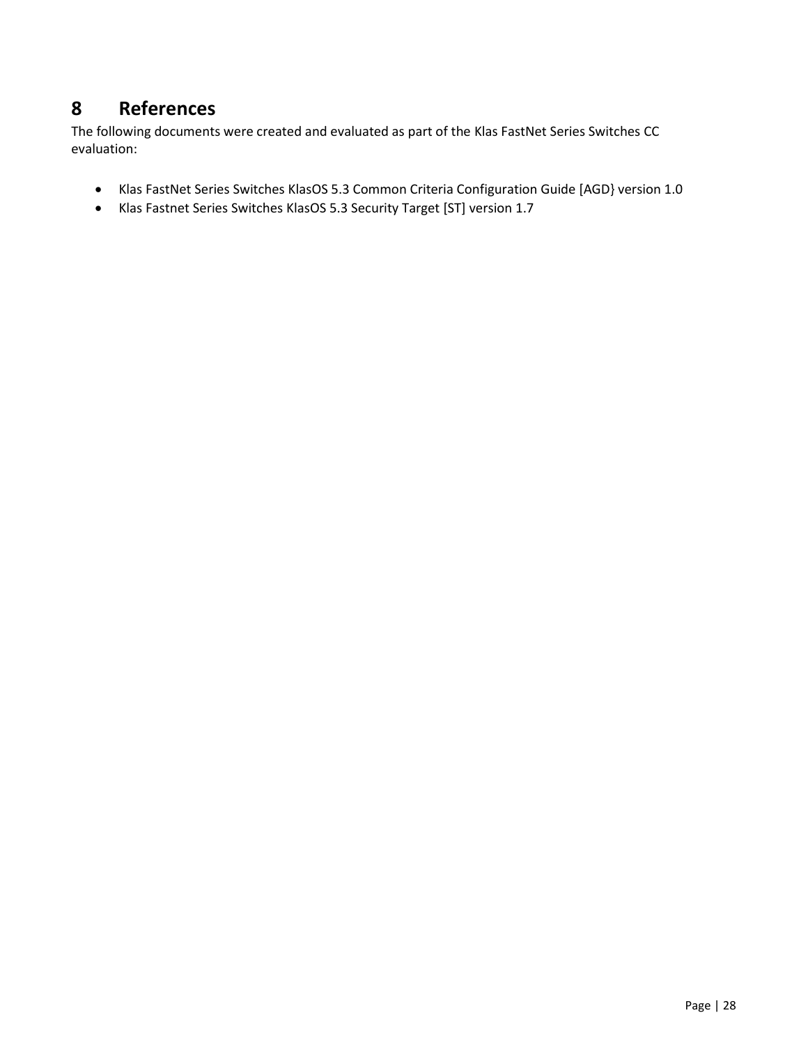# 8 References

The following documents were created and evaluated as part of the Klas FastNet Series Switches CC evaluation:

- Klas FastNet Series Switches KlasOS 5.3 Common Criteria Configuration Guide [AGD} version 1.0
- Klas Fastnet Series Switches KlasOS 5.3 Security Target [ST] version 1.7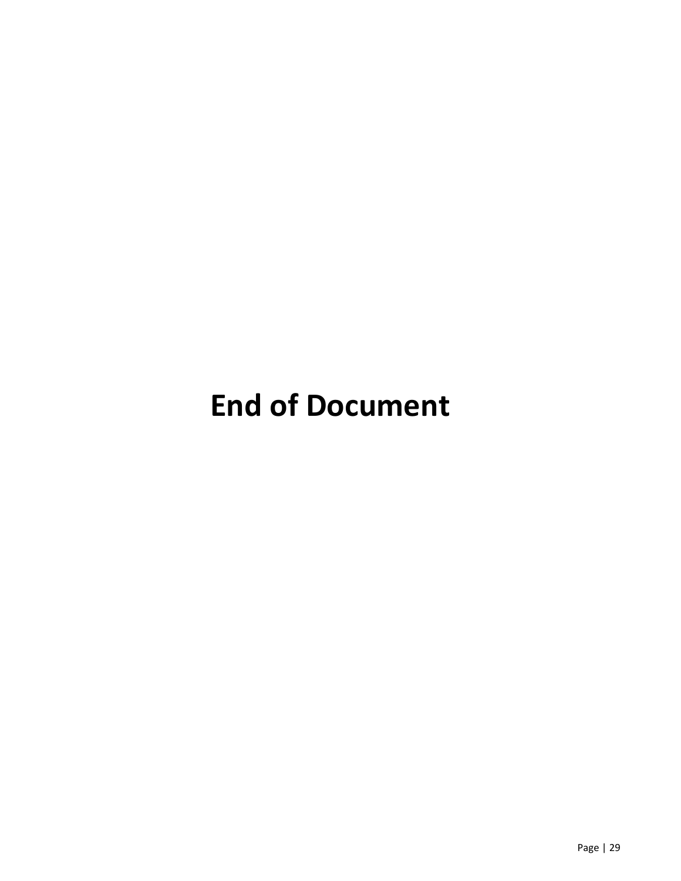# End of Document